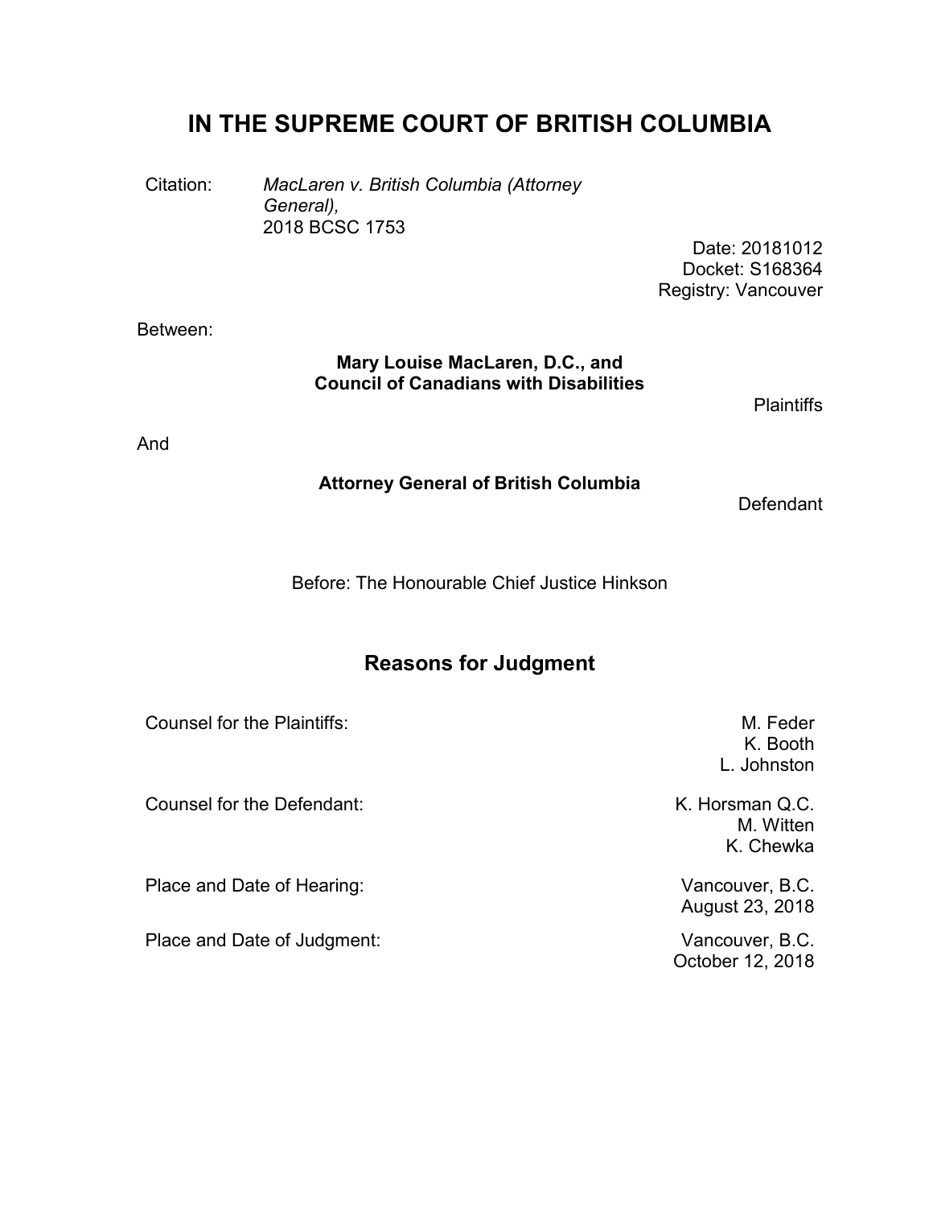# IN THE SUPREME COURT OF BRITISH COLUMBIA

Citation: *MacLaren v. British Columbia (Attorney General),* 2018 BCSC 1753

Date: 20181012
Docket: S168364
Registry: Vancouver

Between:

**Mary Louise MacLaren, D.C., and Council of Canadians with Disabilities**

Plaintiffs

And

**Attorney General of British Columbia**

Defendant

Before: The Honourable Chief Justice Hinkson

## Reasons for Judgment

| | |
|---|---|
| Counsel for the Plaintiffs: | M. Feder<br>K. Booth<br>L. Johnston |
| Counsel for the Defendant: | K. Horsman Q.C.<br>M. Witten<br>K. Chewka |
| Place and Date of Hearing: | Vancouver, B.C.<br>August 23, 2018 |
| Place and Date of Judgment: | Vancouver, B.C.<br>October 12, 2018 |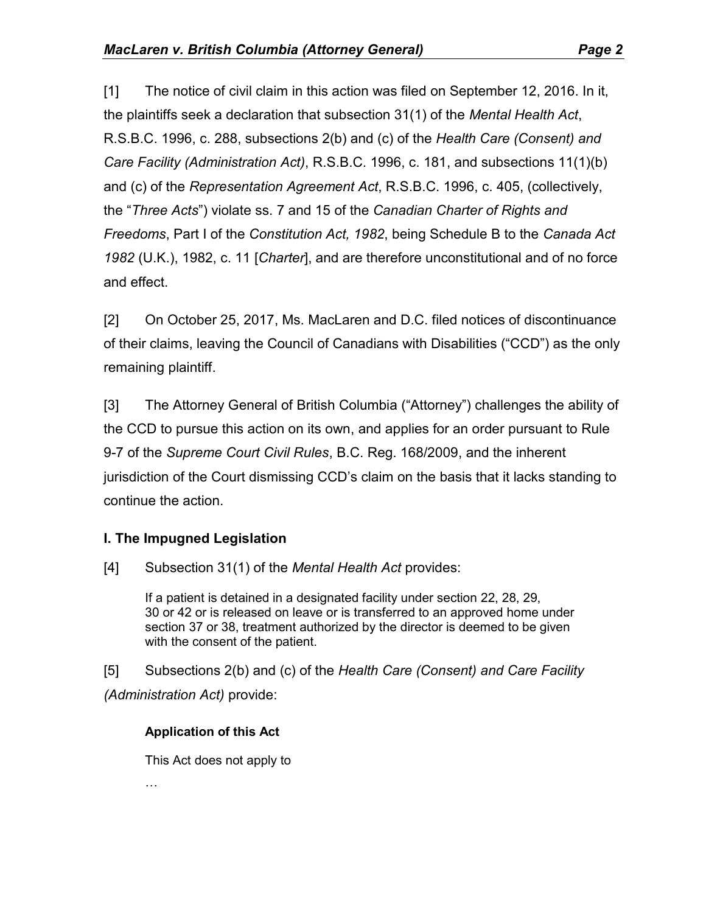[1] The notice of civil claim in this action was filed on September 12, 2016. In it, the plaintiffs seek a declaration that subsection 31(1) of the *Mental Health Act*, R.S.B.C. 1996, c. 288, subsections 2(b) and (c) of the *Health Care (Consent) and Care Facility (Administration Act)*, R.S.B.C. 1996, c. 181, and subsections 11(1)(b) and (c) of the *Representation Agreement Act*, R.S.B.C. 1996, c. 405, (collectively, the "*Three Acts*") violate ss. 7 and 15 of the *Canadian Charter of Rights and Freedoms*, Part I of the *Constitution Act, 1982*, being Schedule B to the *Canada Act 1982* (U.K.), 1982, c. 11 [*Charter*], and are therefore unconstitutional and of no force and effect.

[2] On October 25, 2017, Ms. MacLaren and D.C. filed notices of discontinuance of their claims, leaving the Council of Canadians with Disabilities ("CCD") as the only remaining plaintiff.

[3] The Attorney General of British Columbia ("Attorney") challenges the ability of the CCD to pursue this action on its own, and applies for an order pursuant to Rule 9-7 of the *Supreme Court Civil Rules*, B.C. Reg. 168/2009, and the inherent jurisdiction of the Court dismissing CCD's claim on the basis that it lacks standing to continue the action.

### I. The Impugned Legislation

[4] Subsection 31(1) of the *Mental Health Act* provides:

> If a patient is detained in a designated facility under section 22, 28, 29, 30 or 42 or is released on leave or is transferred to an approved home under section 37 or 38, treatment authorized by the director is deemed to be given with the consent of the patient.

[5] Subsections 2(b) and (c) of the *Health Care (Consent) and Care Facility (Administration Act)* provide:

> **Application of this Act**
>
> This Act does not apply to
>
> …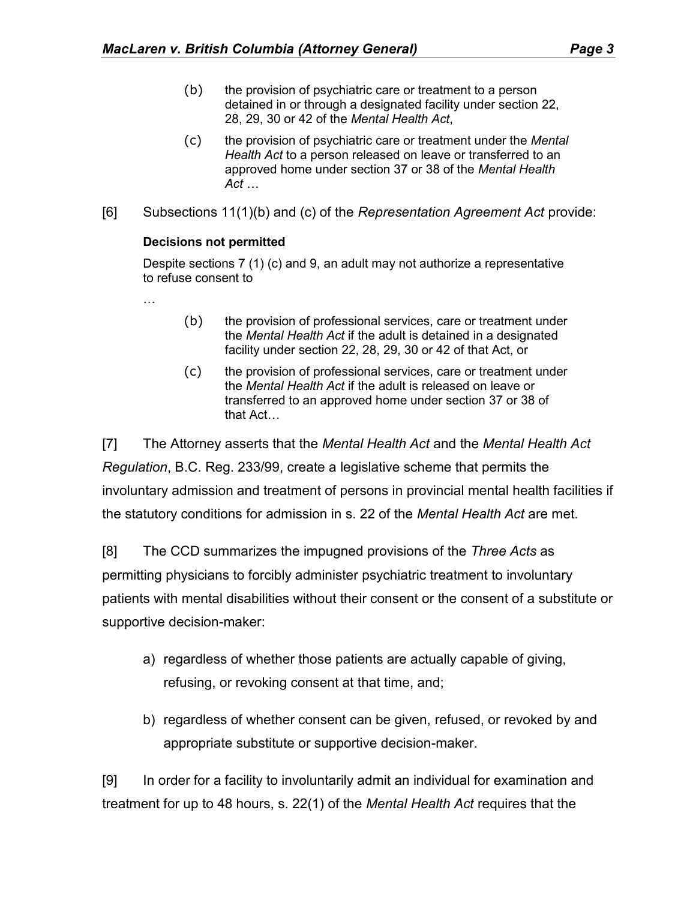> (b) the provision of psychiatric care or treatment to a person detained in or through a designated facility under section 22, 28, 29, 30 or 42 of the *Mental Health Act*,
>
> (c) the provision of psychiatric care or treatment under the *Mental Health Act* to a person released on leave or transferred to an approved home under section 37 or 38 of the *Mental Health Act* …

[6] Subsections 11(1)(b) and (c) of the *Representation Agreement Act* provide:

> **Decisions not permitted**
>
> Despite sections 7 (1) (c) and 9, an adult may not authorize a representative to refuse consent to
>
> …
>
> (b) the provision of professional services, care or treatment under the *Mental Health Act* if the adult is detained in a designated facility under section 22, 28, 29, 30 or 42 of that Act, or
>
> (c) the provision of professional services, care or treatment under the *Mental Health Act* if the adult is released on leave or transferred to an approved home under section 37 or 38 of that Act…

[7] The Attorney asserts that the *Mental Health Act* and the *Mental Health Act Regulation*, B.C. Reg. 233/99, create a legislative scheme that permits the involuntary admission and treatment of persons in provincial mental health facilities if the statutory conditions for admission in s. 22 of the *Mental Health Act* are met.

[8] The CCD summarizes the impugned provisions of the *Three Acts* as permitting physicians to forcibly administer psychiatric treatment to involuntary patients with mental disabilities without their consent or the consent of a substitute or supportive decision-maker:

> a) regardless of whether those patients are actually capable of giving, refusing, or revoking consent at that time, and;
>
> b) regardless of whether consent can be given, refused, or revoked by and appropriate substitute or supportive decision-maker.

[9] In order for a facility to involuntarily admit an individual for examination and treatment for up to 48 hours, s. 22(1) of the *Mental Health Act* requires that the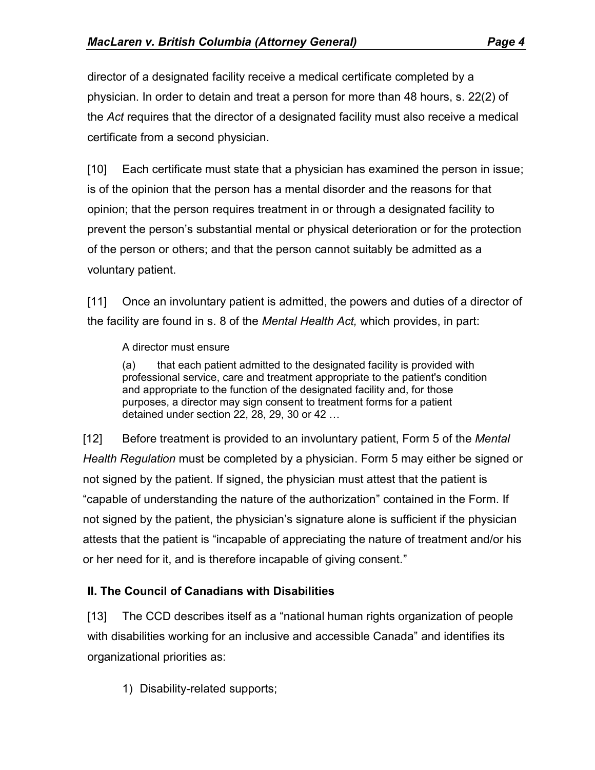director of a designated facility receive a medical certificate completed by a physician. In order to detain and treat a person for more than 48 hours, s. 22(2) of the *Act* requires that the director of a designated facility must also receive a medical certificate from a second physician.

[10] Each certificate must state that a physician has examined the person in issue; is of the opinion that the person has a mental disorder and the reasons for that opinion; that the person requires treatment in or through a designated facility to prevent the person's substantial mental or physical deterioration or for the protection of the person or others; and that the person cannot suitably be admitted as a voluntary patient.

[11] Once an involuntary patient is admitted, the powers and duties of a director of the facility are found in s. 8 of the *Mental Health Act,* which provides, in part:

> A director must ensure
>
> (a) that each patient admitted to the designated facility is provided with professional service, care and treatment appropriate to the patient's condition and appropriate to the function of the designated facility and, for those purposes, a director may sign consent to treatment forms for a patient detained under section 22, 28, 29, 30 or 42 …

[12] Before treatment is provided to an involuntary patient, Form 5 of the *Mental Health Regulation* must be completed by a physician. Form 5 may either be signed or not signed by the patient. If signed, the physician must attest that the patient is "capable of understanding the nature of the authorization" contained in the Form. If not signed by the patient, the physician's signature alone is sufficient if the physician attests that the patient is "incapable of appreciating the nature of treatment and/or his or her need for it, and is therefore incapable of giving consent."

## II. The Council of Canadians with Disabilities

[13] The CCD describes itself as a "national human rights organization of people with disabilities working for an inclusive and accessible Canada" and identifies its organizational priorities as:

1) Disability-related supports;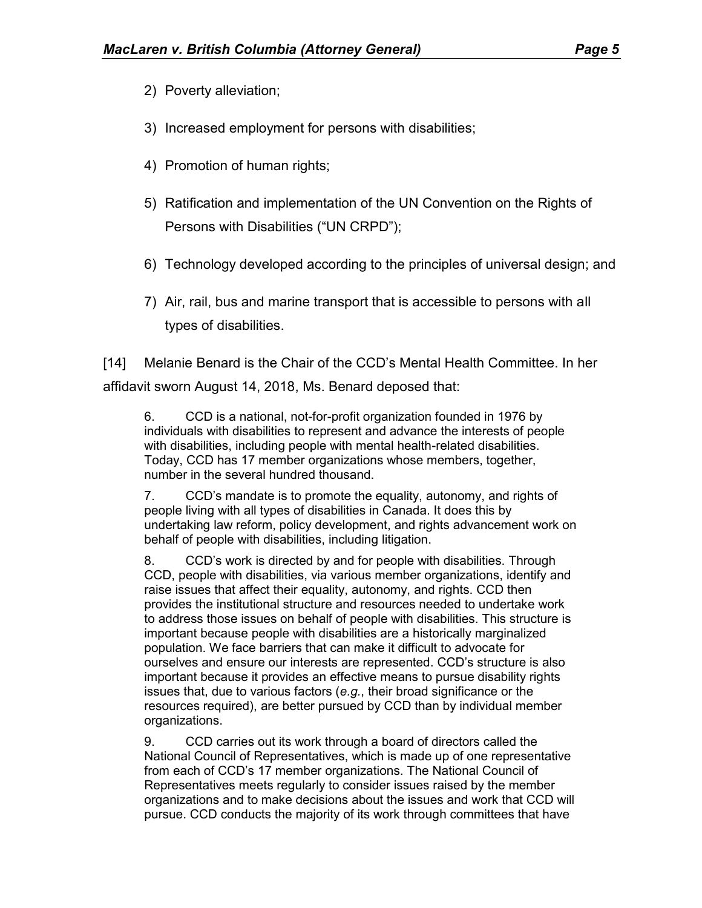2) Poverty alleviation;

3) Increased employment for persons with disabilities;

4) Promotion of human rights;

5) Ratification and implementation of the UN Convention on the Rights of Persons with Disabilities ("UN CRPD");

6) Technology developed according to the principles of universal design; and

7) Air, rail, bus and marine transport that is accessible to persons with all types of disabilities.

[14] Melanie Benard is the Chair of the CCD's Mental Health Committee. In her affidavit sworn August 14, 2018, Ms. Benard deposed that:

> 6. CCD is a national, not-for-profit organization founded in 1976 by individuals with disabilities to represent and advance the interests of people with disabilities, including people with mental health-related disabilities. Today, CCD has 17 member organizations whose members, together, number in the several hundred thousand.
>
> 7. CCD's mandate is to promote the equality, autonomy, and rights of people living with all types of disabilities in Canada. It does this by undertaking law reform, policy development, and rights advancement work on behalf of people with disabilities, including litigation.
>
> 8. CCD's work is directed by and for people with disabilities. Through CCD, people with disabilities, via various member organizations, identify and raise issues that affect their equality, autonomy, and rights. CCD then provides the institutional structure and resources needed to undertake work to address those issues on behalf of people with disabilities. This structure is important because people with disabilities are a historically marginalized population. We face barriers that can make it difficult to advocate for ourselves and ensure our interests are represented. CCD's structure is also important because it provides an effective means to pursue disability rights issues that, due to various factors (*e.g.*, their broad significance or the resources required), are better pursued by CCD than by individual member organizations.
>
> 9. CCD carries out its work through a board of directors called the National Council of Representatives, which is made up of one representative from each of CCD's 17 member organizations. The National Council of Representatives meets regularly to consider issues raised by the member organizations and to make decisions about the issues and work that CCD will pursue. CCD conducts the majority of its work through committees that have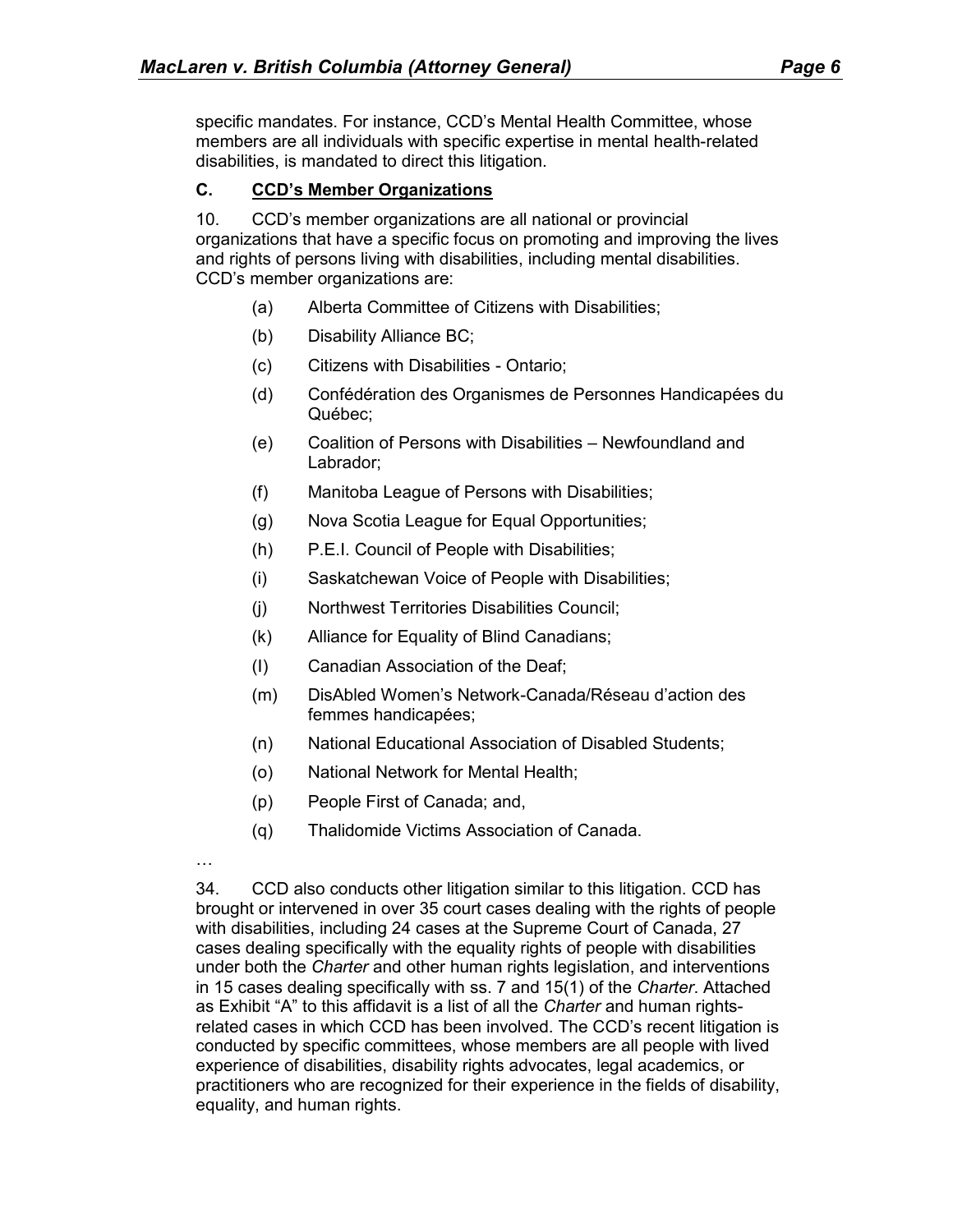specific mandates. For instance, CCD's Mental Health Committee, whose members are all individuals with specific expertise in mental health-related disabilities, is mandated to direct this litigation.

### C. CCD's Member Organizations

10. CCD's member organizations are all national or provincial organizations that have a specific focus on promoting and improving the lives and rights of persons living with disabilities, including mental disabilities. CCD's member organizations are:

(a) Alberta Committee of Citizens with Disabilities;

(b) Disability Alliance BC;

(c) Citizens with Disabilities - Ontario;

(d) Confédération des Organismes de Personnes Handicapées du Québec;

(e) Coalition of Persons with Disabilities – Newfoundland and Labrador;

(f) Manitoba League of Persons with Disabilities;

(g) Nova Scotia League for Equal Opportunities;

(h) P.E.I. Council of People with Disabilities;

(i) Saskatchewan Voice of People with Disabilities;

(j) Northwest Territories Disabilities Council;

(k) Alliance for Equality of Blind Canadians;

(l) Canadian Association of the Deaf;

(m) DisAbled Women's Network-Canada/Réseau d'action des femmes handicapées;

(n) National Educational Association of Disabled Students;

(o) National Network for Mental Health;

(p) People First of Canada; and,

(q) Thalidomide Victims Association of Canada.

…

34. CCD also conducts other litigation similar to this litigation. CCD has brought or intervened in over 35 court cases dealing with the rights of people with disabilities, including 24 cases at the Supreme Court of Canada, 27 cases dealing specifically with the equality rights of people with disabilities under both the *Charter* and other human rights legislation, and interventions in 15 cases dealing specifically with ss. 7 and 15(1) of the *Charter*. Attached as Exhibit "A" to this affidavit is a list of all the *Charter* and human rights-related cases in which CCD has been involved. The CCD's recent litigation is conducted by specific committees, whose members are all people with lived experience of disabilities, disability rights advocates, legal academics, or practitioners who are recognized for their experience in the fields of disability, equality, and human rights.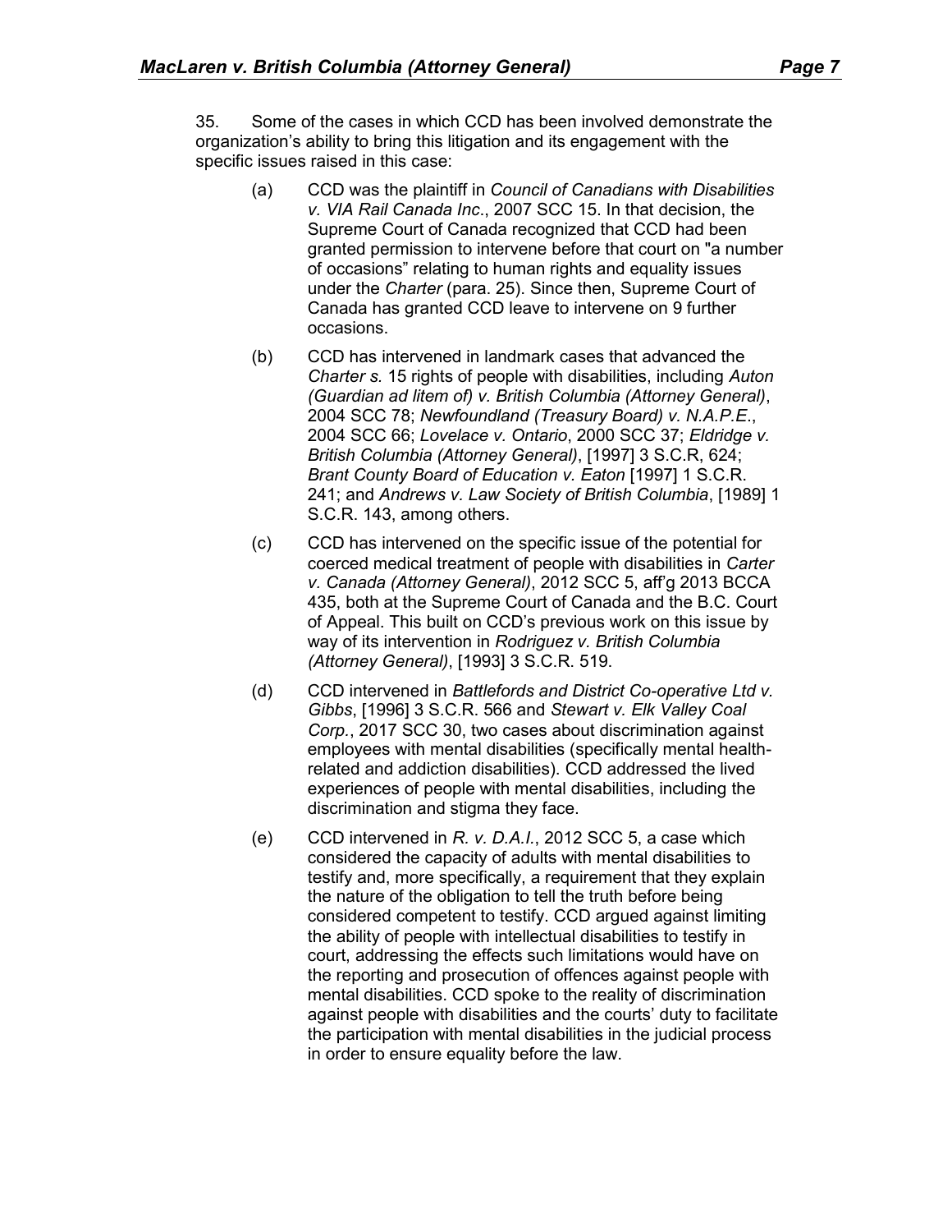35. Some of the cases in which CCD has been involved demonstrate the organization's ability to bring this litigation and its engagement with the specific issues raised in this case:

(a) CCD was the plaintiff in *Council of Canadians with Disabilities v. VIA Rail Canada Inc*., 2007 SCC 15. In that decision, the Supreme Court of Canada recognized that CCD had been granted permission to intervene before that court on "a number of occasions" relating to human rights and equality issues under the *Charter* (para. 25). Since then, Supreme Court of Canada has granted CCD leave to intervene on 9 further occasions.

(b) CCD has intervened in landmark cases that advanced the *Charter s.* 15 rights of people with disabilities, including *Auton (Guardian ad litem of) v. British Columbia (Attorney General)*, 2004 SCC 78; *Newfoundland (Treasury Board) v. N.A.P.E*., 2004 SCC 66; *Lovelace v. Ontario*, 2000 SCC 37; *Eldridge v. British Columbia (Attorney General)*, [1997] 3 S.C.R, 624; *Brant County Board of Education v. Eaton* [1997] 1 S.C.R. 241; and *Andrews v. Law Society of British Columbia*, [1989] 1 S.C.R. 143, among others.

(c) CCD has intervened on the specific issue of the potential for coerced medical treatment of people with disabilities in *Carter v. Canada (Attorney General)*, 2012 SCC 5, aff'g 2013 BCCA 435, both at the Supreme Court of Canada and the B.C. Court of Appeal. This built on CCD's previous work on this issue by way of its intervention in *Rodriguez v. British Columbia (Attorney General)*, [1993] 3 S.C.R. 519.

(d) CCD intervened in *Battlefords and District Co-operative Ltd v. Gibbs*, [1996] 3 S.C.R. 566 and *Stewart v. Elk Valley Coal Corp.*, 2017 SCC 30, two cases about discrimination against employees with mental disabilities (specifically mental health-related and addiction disabilities). CCD addressed the lived experiences of people with mental disabilities, including the discrimination and stigma they face.

(e) CCD intervened in *R. v. D.A.I.*, 2012 SCC 5, a case which considered the capacity of adults with mental disabilities to testify and, more specifically, a requirement that they explain the nature of the obligation to tell the truth before being considered competent to testify. CCD argued against limiting the ability of people with intellectual disabilities to testify in court, addressing the effects such limitations would have on the reporting and prosecution of offences against people with mental disabilities. CCD spoke to the reality of discrimination against people with disabilities and the courts' duty to facilitate the participation with mental disabilities in the judicial process in order to ensure equality before the law.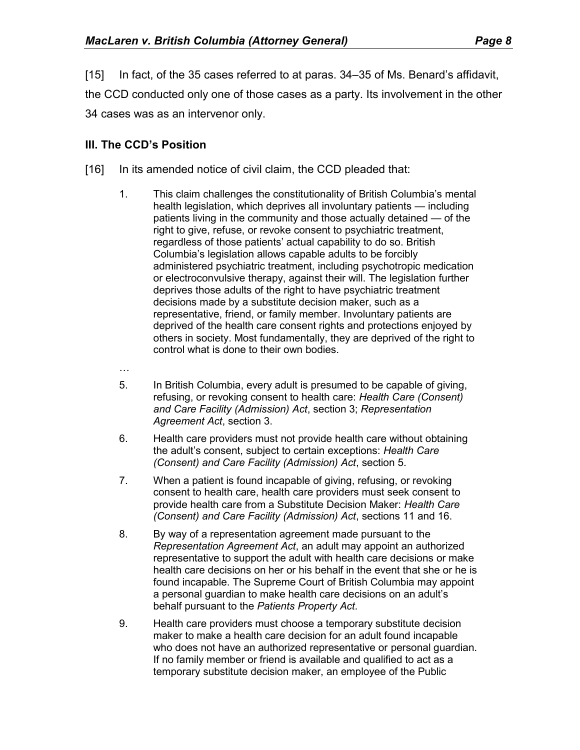[15] In fact, of the 35 cases referred to at paras. 34–35 of Ms. Benard's affidavit, the CCD conducted only one of those cases as a party. Its involvement in the other 34 cases was as an intervenor only.

### III. The CCD's Position

[16] In its amended notice of civil claim, the CCD pleaded that:

> 1. This claim challenges the constitutionality of British Columbia's mental health legislation, which deprives all involuntary patients — including patients living in the community and those actually detained — of the right to give, refuse, or revoke consent to psychiatric treatment, regardless of those patients' actual capability to do so. British Columbia's legislation allows capable adults to be forcibly administered psychiatric treatment, including psychotropic medication or electroconvulsive therapy, against their will. The legislation further deprives those adults of the right to have psychiatric treatment decisions made by a substitute decision maker, such as a representative, friend, or family member. Involuntary patients are deprived of the health care consent rights and protections enjoyed by others in society. Most fundamentally, they are deprived of the right to control what is done to their own bodies.
>
> …
>
> 5. In British Columbia, every adult is presumed to be capable of giving, refusing, or revoking consent to health care: *Health Care (Consent) and Care Facility (Admission) Act*, section 3; *Representation Agreement Act*, section 3.
>
> 6. Health care providers must not provide health care without obtaining the adult's consent, subject to certain exceptions: *Health Care (Consent) and Care Facility (Admission) Act*, section 5.
>
> 7. When a patient is found incapable of giving, refusing, or revoking consent to health care, health care providers must seek consent to provide health care from a Substitute Decision Maker: *Health Care (Consent) and Care Facility (Admission) Act*, sections 11 and 16.
>
> 8. By way of a representation agreement made pursuant to the *Representation Agreement Act*, an adult may appoint an authorized representative to support the adult with health care decisions or make health care decisions on her or his behalf in the event that she or he is found incapable. The Supreme Court of British Columbia may appoint a personal guardian to make health care decisions on an adult's behalf pursuant to the *Patients Property Act*.
>
> 9. Health care providers must choose a temporary substitute decision maker to make a health care decision for an adult found incapable who does not have an authorized representative or personal guardian. If no family member or friend is available and qualified to act as a temporary substitute decision maker, an employee of the Public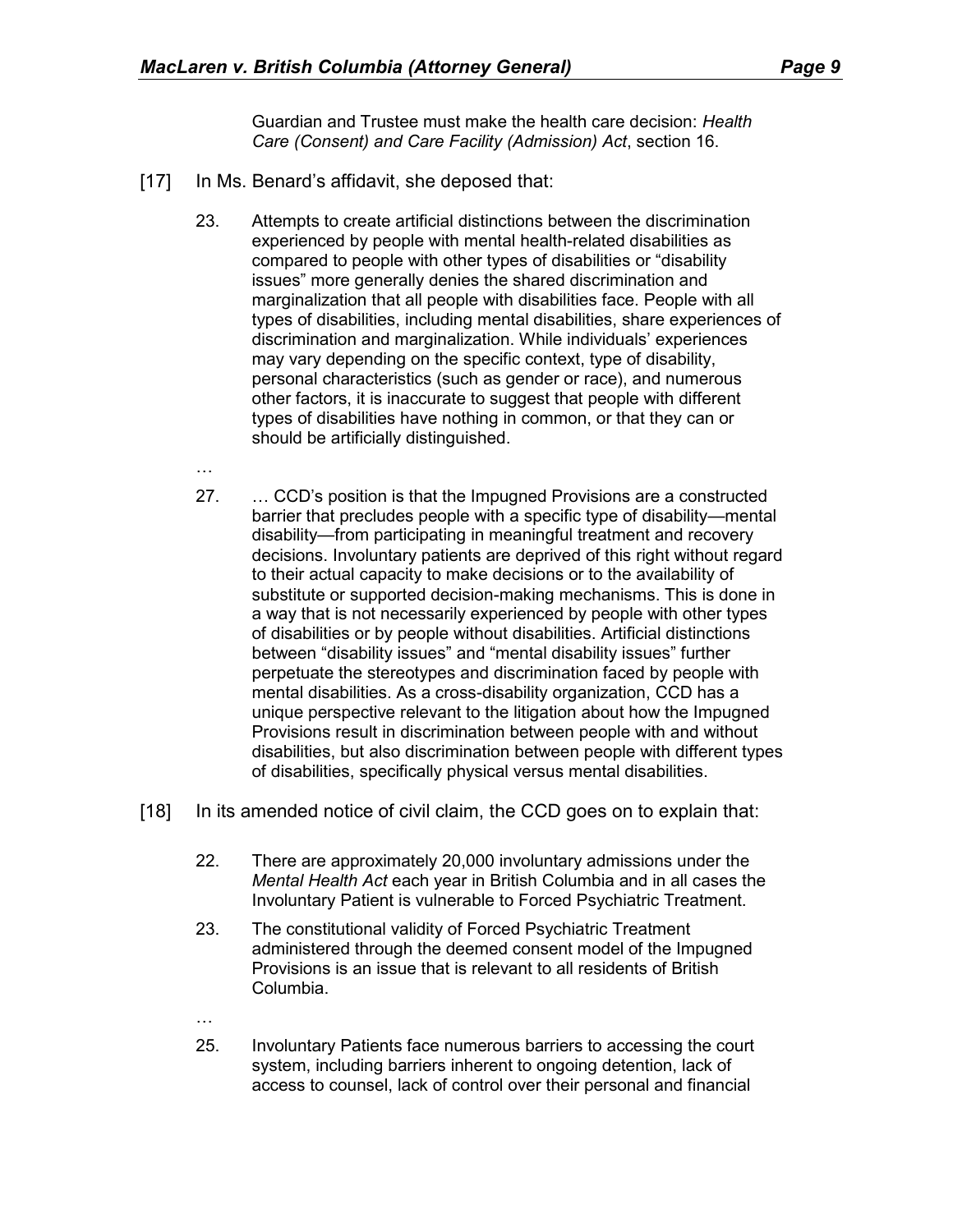Guardian and Trustee must make the health care decision: *Health Care (Consent) and Care Facility (Admission) Act*, section 16.

[17] In Ms. Benard's affidavit, she deposed that:

> 23. Attempts to create artificial distinctions between the discrimination experienced by people with mental health-related disabilities as compared to people with other types of disabilities or "disability issues" more generally denies the shared discrimination and marginalization that all people with disabilities face. People with all types of disabilities, including mental disabilities, share experiences of discrimination and marginalization. While individuals' experiences may vary depending on the specific context, type of disability, personal characteristics (such as gender or race), and numerous other factors, it is inaccurate to suggest that people with different types of disabilities have nothing in common, or that they can or should be artificially distinguished.
>
> …
>
> 27. … CCD's position is that the Impugned Provisions are a constructed barrier that precludes people with a specific type of disability—mental disability—from participating in meaningful treatment and recovery decisions. Involuntary patients are deprived of this right without regard to their actual capacity to make decisions or to the availability of substitute or supported decision-making mechanisms. This is done in a way that is not necessarily experienced by people with other types of disabilities or by people without disabilities. Artificial distinctions between "disability issues" and "mental disability issues" further perpetuate the stereotypes and discrimination faced by people with mental disabilities. As a cross-disability organization, CCD has a unique perspective relevant to the litigation about how the Impugned Provisions result in discrimination between people with and without disabilities, but also discrimination between people with different types of disabilities, specifically physical versus mental disabilities.

[18] In its amended notice of civil claim, the CCD goes on to explain that:

> 22. There are approximately 20,000 involuntary admissions under the *Mental Health Act* each year in British Columbia and in all cases the Involuntary Patient is vulnerable to Forced Psychiatric Treatment.
>
> 23. The constitutional validity of Forced Psychiatric Treatment administered through the deemed consent model of the Impugned Provisions is an issue that is relevant to all residents of British Columbia.
>
> …
>
> 25. Involuntary Patients face numerous barriers to accessing the court system, including barriers inherent to ongoing detention, lack of access to counsel, lack of control over their personal and financial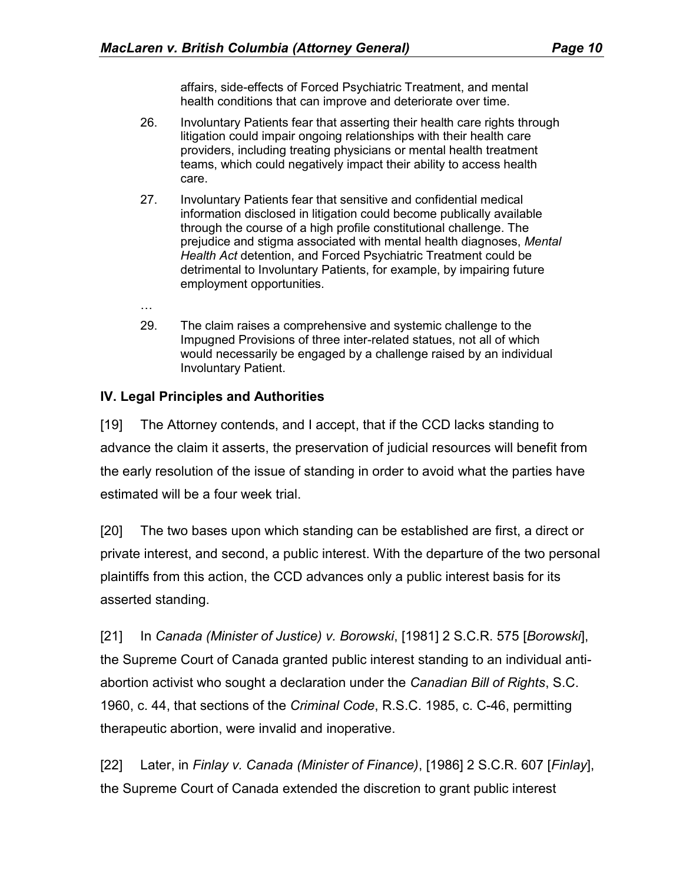affairs, side-effects of Forced Psychiatric Treatment, and mental health conditions that can improve and deteriorate over time.

> 26. Involuntary Patients fear that asserting their health care rights through litigation could impair ongoing relationships with their health care providers, including treating physicians or mental health treatment teams, which could negatively impact their ability to access health care.
>
> 27. Involuntary Patients fear that sensitive and confidential medical information disclosed in litigation could become publically available through the course of a high profile constitutional challenge. The prejudice and stigma associated with mental health diagnoses, *Mental Health Act* detention, and Forced Psychiatric Treatment could be detrimental to Involuntary Patients, for example, by impairing future employment opportunities.
>
> …
>
> 29. The claim raises a comprehensive and systemic challenge to the Impugned Provisions of three inter-related statues, not all of which would necessarily be engaged by a challenge raised by an individual Involuntary Patient.

## IV. Legal Principles and Authorities

[19] The Attorney contends, and I accept, that if the CCD lacks standing to advance the claim it asserts, the preservation of judicial resources will benefit from the early resolution of the issue of standing in order to avoid what the parties have estimated will be a four week trial.

[20] The two bases upon which standing can be established are first, a direct or private interest, and second, a public interest. With the departure of the two personal plaintiffs from this action, the CCD advances only a public interest basis for its asserted standing.

[21] In *Canada (Minister of Justice) v. Borowski*, [1981] 2 S.C.R. 575 [*Borowski*], the Supreme Court of Canada granted public interest standing to an individual anti-abortion activist who sought a declaration under the *Canadian Bill of Rights*, S.C. 1960, c. 44, that sections of the *Criminal Code*, R.S.C. 1985, c. C-46, permitting therapeutic abortion, were invalid and inoperative.

[22] Later, in *Finlay v. Canada (Minister of Finance)*, [1986] 2 S.C.R. 607 [*Finlay*], the Supreme Court of Canada extended the discretion to grant public interest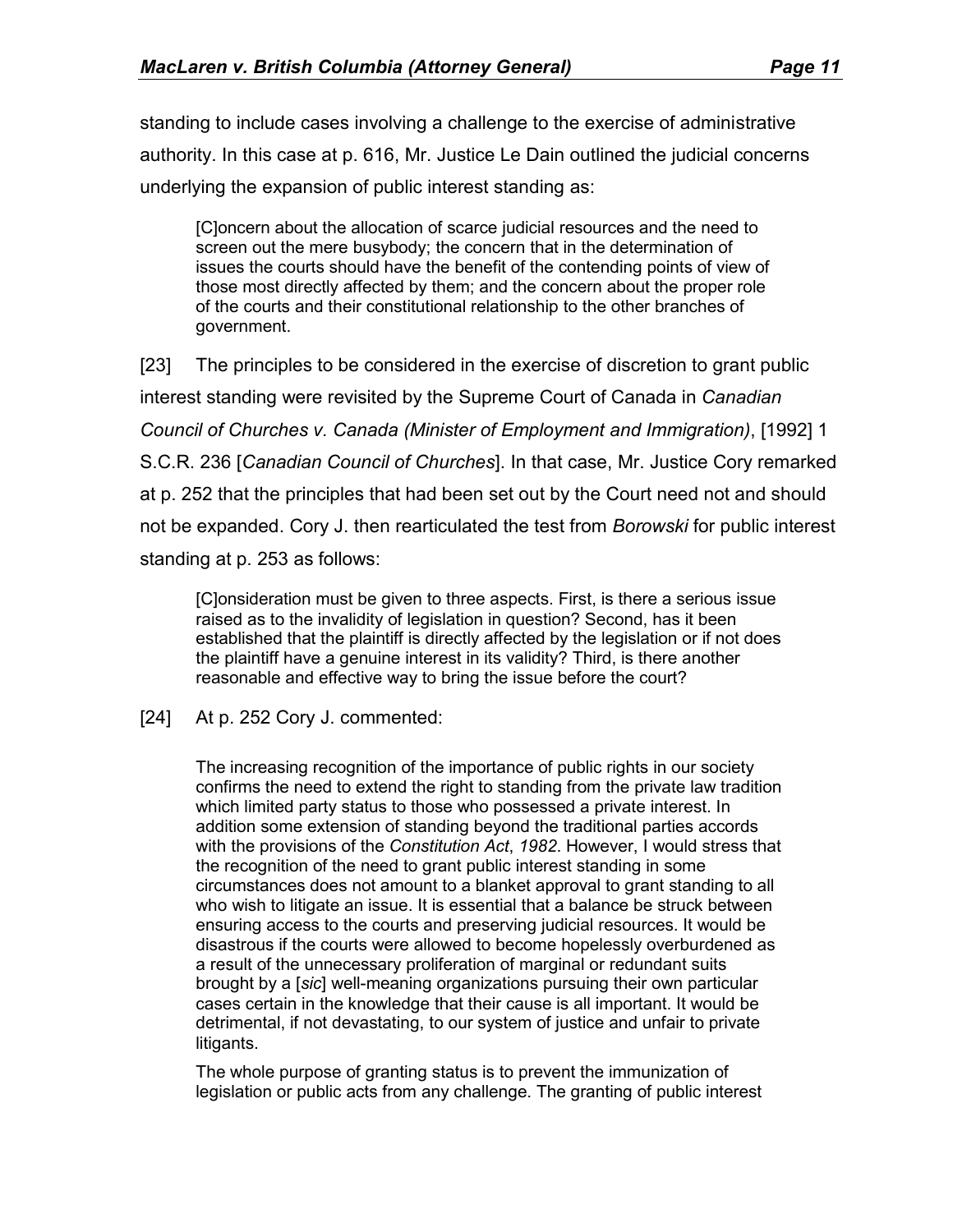standing to include cases involving a challenge to the exercise of administrative authority. In this case at p. 616, Mr. Justice Le Dain outlined the judicial concerns underlying the expansion of public interest standing as:

> [C]oncern about the allocation of scarce judicial resources and the need to screen out the mere busybody; the concern that in the determination of issues the courts should have the benefit of the contending points of view of those most directly affected by them; and the concern about the proper role of the courts and their constitutional relationship to the other branches of government.

[23] The principles to be considered in the exercise of discretion to grant public interest standing were revisited by the Supreme Court of Canada in *Canadian Council of Churches v. Canada (Minister of Employment and Immigration)*, [1992] 1 S.C.R. 236 [*Canadian Council of Churches*]. In that case, Mr. Justice Cory remarked at p. 252 that the principles that had been set out by the Court need not and should not be expanded. Cory J. then rearticulated the test from *Borowski* for public interest standing at p. 253 as follows:

> [C]onsideration must be given to three aspects. First, is there a serious issue raised as to the invalidity of legislation in question? Second, has it been established that the plaintiff is directly affected by the legislation or if not does the plaintiff have a genuine interest in its validity? Third, is there another reasonable and effective way to bring the issue before the court?

[24] At p. 252 Cory J. commented:

> The increasing recognition of the importance of public rights in our society confirms the need to extend the right to standing from the private law tradition which limited party status to those who possessed a private interest. In addition some extension of standing beyond the traditional parties accords with the provisions of the *Constitution Act, 1982*. However, I would stress that the recognition of the need to grant public interest standing in some circumstances does not amount to a blanket approval to grant standing to all who wish to litigate an issue. It is essential that a balance be struck between ensuring access to the courts and preserving judicial resources. It would be disastrous if the courts were allowed to become hopelessly overburdened as a result of the unnecessary proliferation of marginal or redundant suits brought by a [*sic*] well-meaning organizations pursuing their own particular cases certain in the knowledge that their cause is all important. It would be detrimental, if not devastating, to our system of justice and unfair to private litigants.
>
> The whole purpose of granting status is to prevent the immunization of legislation or public acts from any challenge. The granting of public interest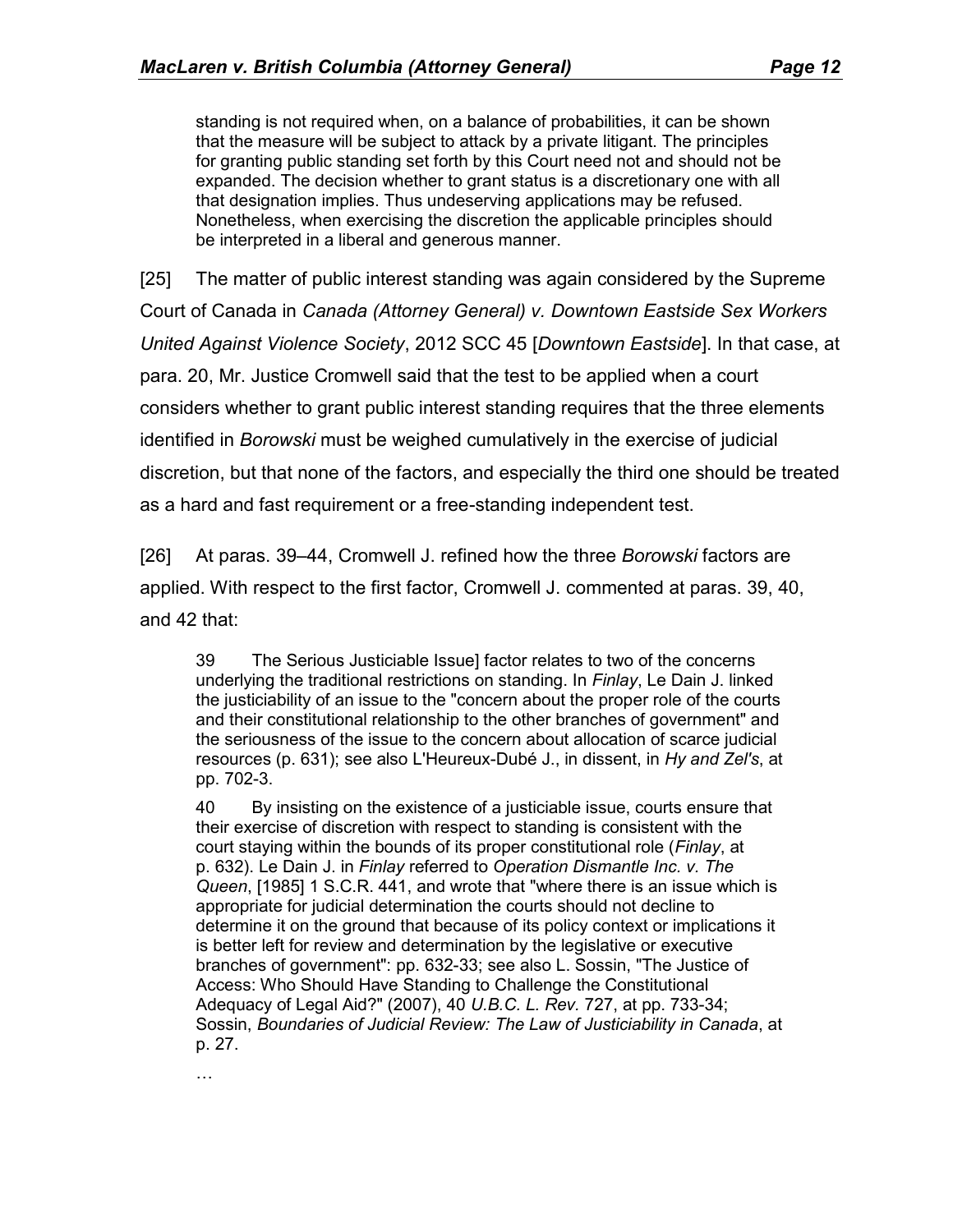> standing is not required when, on a balance of probabilities, it can be shown that the measure will be subject to attack by a private litigant. The principles for granting public standing set forth by this Court need not and should not be expanded. The decision whether to grant status is a discretionary one with all that designation implies. Thus undeserving applications may be refused. Nonetheless, when exercising the discretion the applicable principles should be interpreted in a liberal and generous manner.

[25] The matter of public interest standing was again considered by the Supreme Court of Canada in *Canada (Attorney General) v. Downtown Eastside Sex Workers United Against Violence Society*, 2012 SCC 45 [*Downtown Eastside*]. In that case, at para. 20, Mr. Justice Cromwell said that the test to be applied when a court considers whether to grant public interest standing requires that the three elements identified in *Borowski* must be weighed cumulatively in the exercise of judicial discretion, but that none of the factors, and especially the third one should be treated as a hard and fast requirement or a free-standing independent test.

[26] At paras. 39–44, Cromwell J. refined how the three *Borowski* factors are applied. With respect to the first factor, Cromwell J. commented at paras. 39, 40, and 42 that:

> 39 The Serious Justiciable Issue] factor relates to two of the concerns underlying the traditional restrictions on standing. In *Finlay*, Le Dain J. linked the justiciability of an issue to the "concern about the proper role of the courts and their constitutional relationship to the other branches of government" and the seriousness of the issue to the concern about allocation of scarce judicial resources (p. 631); see also L'Heureux-Dubé J., in dissent, in *Hy and Zel's*, at pp. 702-3.
>
> 40 By insisting on the existence of a justiciable issue, courts ensure that their exercise of discretion with respect to standing is consistent with the court staying within the bounds of its proper constitutional role (*Finlay*, at p. 632). Le Dain J. in *Finlay* referred to *Operation Dismantle Inc. v. The Queen*, [1985] 1 S.C.R. 441, and wrote that "where there is an issue which is appropriate for judicial determination the courts should not decline to determine it on the ground that because of its policy context or implications it is better left for review and determination by the legislative or executive branches of government": pp. 632-33; see also L. Sossin, "The Justice of Access: Who Should Have Standing to Challenge the Constitutional Adequacy of Legal Aid?" (2007), 40 *U.B.C. L. Rev.* 727, at pp. 733-34; Sossin, *Boundaries of Judicial Review: The Law of Justiciability in Canada*, at p. 27.
>
> …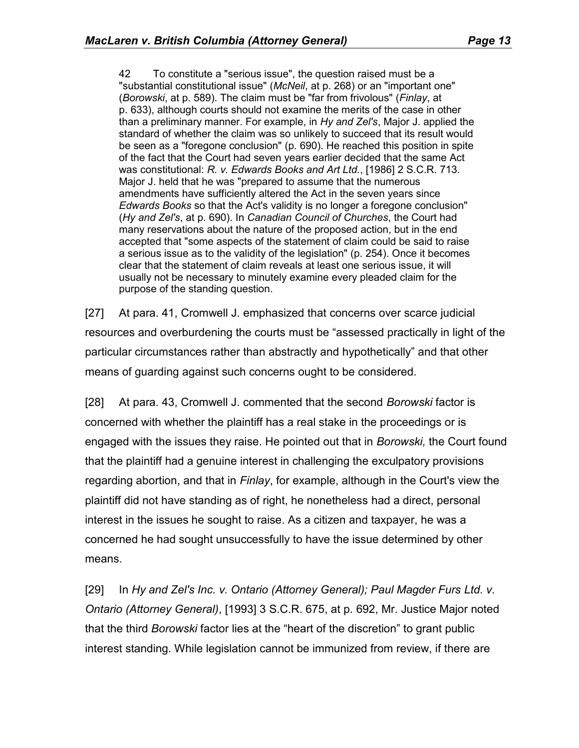> 42 To constitute a "serious issue", the question raised must be a "substantial constitutional issue" (*McNeil*, at p. 268) or an "important one" (*Borowski*, at p. 589). The claim must be "far from frivolous" (*Finlay*, at p. 633), although courts should not examine the merits of the case in other than a preliminary manner. For example, in *Hy and Zel's*, Major J. applied the standard of whether the claim was so unlikely to succeed that its result would be seen as a "foregone conclusion" (p. 690). He reached this position in spite of the fact that the Court had seven years earlier decided that the same Act was constitutional: *R. v. Edwards Books and Art Ltd.*, [1986] 2 S.C.R. 713. Major J. held that he was "prepared to assume that the numerous amendments have sufficiently altered the Act in the seven years since *Edwards Books* so that the Act's validity is no longer a foregone conclusion" (*Hy and Zel's*, at p. 690). In *Canadian Council of Churches*, the Court had many reservations about the nature of the proposed action, but in the end accepted that "some aspects of the statement of claim could be said to raise a serious issue as to the validity of the legislation" (p. 254). Once it becomes clear that the statement of claim reveals at least one serious issue, it will usually not be necessary to minutely examine every pleaded claim for the purpose of the standing question.

[27] At para. 41, Cromwell J. emphasized that concerns over scarce judicial resources and overburdening the courts must be "assessed practically in light of the particular circumstances rather than abstractly and hypothetically" and that other means of guarding against such concerns ought to be considered.

[28] At para. 43, Cromwell J. commented that the second *Borowski* factor is concerned with whether the plaintiff has a real stake in the proceedings or is engaged with the issues they raise. He pointed out that in *Borowski,* the Court found that the plaintiff had a genuine interest in challenging the exculpatory provisions regarding abortion, and that in *Finlay*, for example, although in the Court's view the plaintiff did not have standing as of right, he nonetheless had a direct, personal interest in the issues he sought to raise. As a citizen and taxpayer, he was a concerned he had sought unsuccessfully to have the issue determined by other means.

[29] In *Hy and Zel's Inc. v. Ontario (Attorney General); Paul Magder Furs Ltd. v. Ontario (Attorney General)*, [1993] 3 S.C.R. 675, at p. 692, Mr. Justice Major noted that the third *Borowski* factor lies at the "heart of the discretion" to grant public interest standing. While legislation cannot be immunized from review, if there are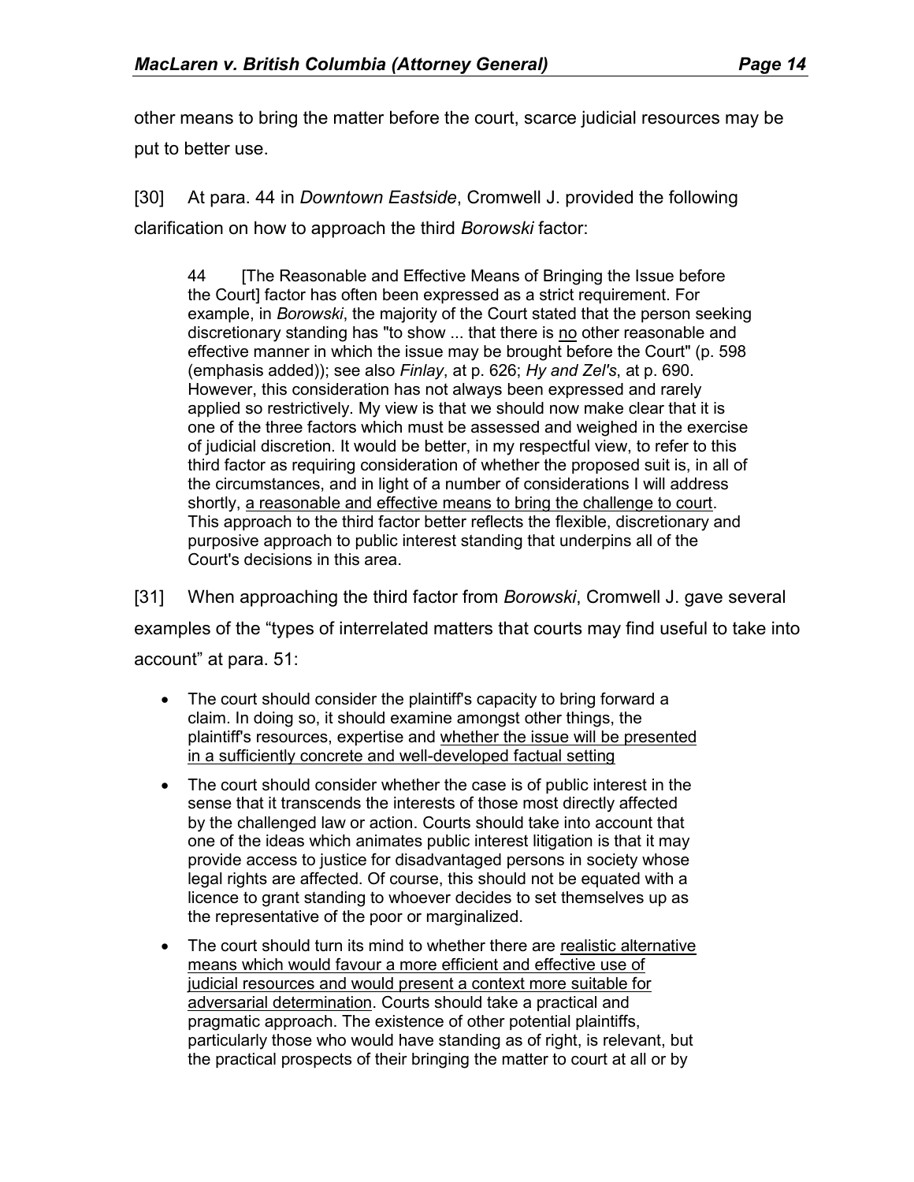other means to bring the matter before the court, scarce judicial resources may be put to better use.

[30] At para. 44 in *Downtown Eastside*, Cromwell J. provided the following clarification on how to approach the third *Borowski* factor:

> 44 [The Reasonable and Effective Means of Bringing the Issue before the Court] factor has often been expressed as a strict requirement. For example, in *Borowski*, the majority of the Court stated that the person seeking discretionary standing has "to show ... that there is <u>no</u> other reasonable and effective manner in which the issue may be brought before the Court" (p. 598 (emphasis added)); see also *Finlay*, at p. 626; *Hy and Zel's*, at p. 690. However, this consideration has not always been expressed and rarely applied so restrictively. My view is that we should now make clear that it is one of the three factors which must be assessed and weighed in the exercise of judicial discretion. It would be better, in my respectful view, to refer to this third factor as requiring consideration of whether the proposed suit is, in all of the circumstances, and in light of a number of considerations I will address shortly, <u>a reasonable and effective means to bring the challenge to court</u>. This approach to the third factor better reflects the flexible, discretionary and purposive approach to public interest standing that underpins all of the Court's decisions in this area.

[31] When approaching the third factor from *Borowski*, Cromwell J. gave several examples of the "types of interrelated matters that courts may find useful to take into account" at para. 51:

> - The court should consider the plaintiff's capacity to bring forward a claim. In doing so, it should examine amongst other things, the plaintiff's resources, expertise and <u>whether the issue will be presented in a sufficiently concrete and well-developed factual setting</u>
> - The court should consider whether the case is of public interest in the sense that it transcends the interests of those most directly affected by the challenged law or action. Courts should take into account that one of the ideas which animates public interest litigation is that it may provide access to justice for disadvantaged persons in society whose legal rights are affected. Of course, this should not be equated with a licence to grant standing to whoever decides to set themselves up as the representative of the poor or marginalized.
> - The court should turn its mind to whether there are <u>realistic alternative means which would favour a more efficient and effective use of judicial resources and would present a context more suitable for adversarial determination</u>. Courts should take a practical and pragmatic approach. The existence of other potential plaintiffs, particularly those who would have standing as of right, is relevant, but the practical prospects of their bringing the matter to court at all or by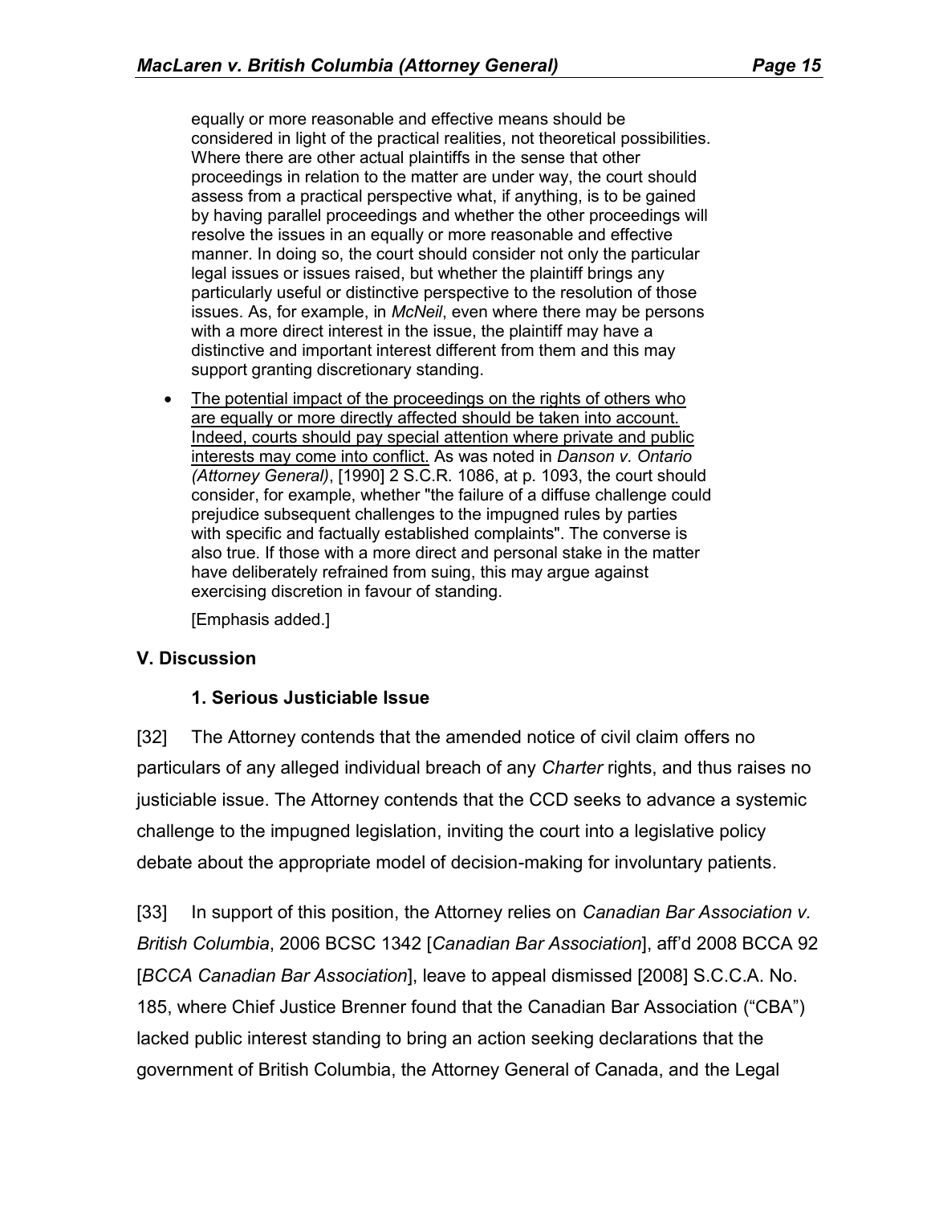equally or more reasonable and effective means should be considered in light of the practical realities, not theoretical possibilities. Where there are other actual plaintiffs in the sense that other proceedings in relation to the matter are under way, the court should assess from a practical perspective what, if anything, is to be gained by having parallel proceedings and whether the other proceedings will resolve the issues in an equally or more reasonable and effective manner. In doing so, the court should consider not only the particular legal issues or issues raised, but whether the plaintiff brings any particularly useful or distinctive perspective to the resolution of those issues. As, for example, in *McNeil*, even where there may be persons with a more direct interest in the issue, the plaintiff may have a distinctive and important interest different from them and this may support granting discretionary standing.

- <u>The potential impact of the proceedings on the rights of others who are equally or more directly affected should be taken into account. Indeed, courts should pay special attention where private and public interests may come into conflict.</u> As was noted in *Danson v. Ontario (Attorney General)*, [1990] 2 S.C.R. 1086, at p. 1093, the court should consider, for example, whether "the failure of a diffuse challenge could prejudice subsequent challenges to the impugned rules by parties with specific and factually established complaints". The converse is also true. If those with a more direct and personal stake in the matter have deliberately refrained from suing, this may argue against exercising discretion in favour of standing.

[Emphasis added.]

## V. Discussion

### 1. Serious Justiciable Issue

[32] The Attorney contends that the amended notice of civil claim offers no particulars of any alleged individual breach of any *Charter* rights, and thus raises no justiciable issue. The Attorney contends that the CCD seeks to advance a systemic challenge to the impugned legislation, inviting the court into a legislative policy debate about the appropriate model of decision-making for involuntary patients.

[33] In support of this position, the Attorney relies on *Canadian Bar Association v. British Columbia*, 2006 BCSC 1342 [*Canadian Bar Association*], aff'd 2008 BCCA 92 [*BCCA Canadian Bar Association*], leave to appeal dismissed [2008] S.C.C.A. No. 185, where Chief Justice Brenner found that the Canadian Bar Association ("CBA") lacked public interest standing to bring an action seeking declarations that the government of British Columbia, the Attorney General of Canada, and the Legal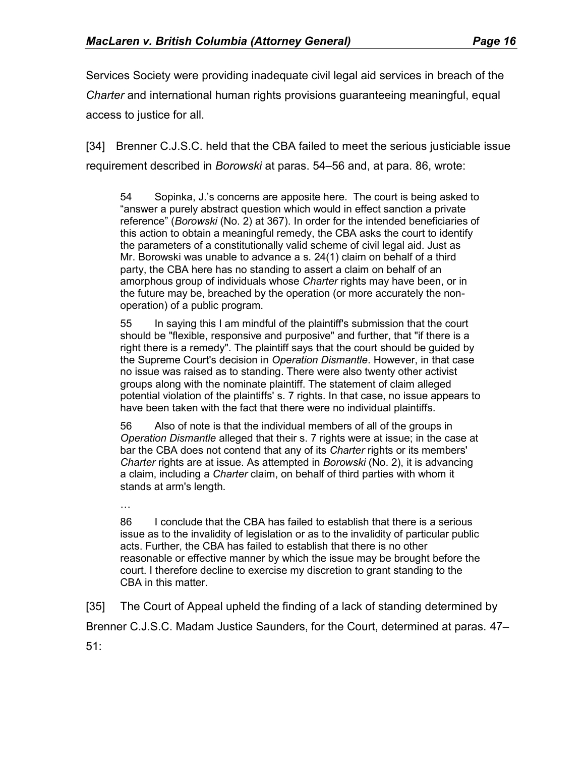Services Society were providing inadequate civil legal aid services in breach of the *Charter* and international human rights provisions guaranteeing meaningful, equal access to justice for all.

[34] Brenner C.J.S.C. held that the CBA failed to meet the serious justiciable issue requirement described in *Borowski* at paras. 54–56 and, at para. 86, wrote:

> 54 Sopinka, J.'s concerns are apposite here. The court is being asked to "answer a purely abstract question which would in effect sanction a private reference" (*Borowski* (No. 2) at 367). In order for the intended beneficiaries of this action to obtain a meaningful remedy, the CBA asks the court to identify the parameters of a constitutionally valid scheme of civil legal aid. Just as Mr. Borowski was unable to advance a s. 24(1) claim on behalf of a third party, the CBA here has no standing to assert a claim on behalf of an amorphous group of individuals whose *Charter* rights may have been, or in the future may be, breached by the operation (or more accurately the non-operation) of a public program.
>
> 55 In saying this I am mindful of the plaintiff's submission that the court should be "flexible, responsive and purposive" and further, that "if there is a right there is a remedy". The plaintiff says that the court should be guided by the Supreme Court's decision in *Operation Dismantle*. However, in that case no issue was raised as to standing. There were also twenty other activist groups along with the nominate plaintiff. The statement of claim alleged potential violation of the plaintiffs' s. 7 rights. In that case, no issue appears to have been taken with the fact that there were no individual plaintiffs.
>
> 56 Also of note is that the individual members of all of the groups in *Operation Dismantle* alleged that their s. 7 rights were at issue; in the case at bar the CBA does not contend that any of its *Charter* rights or its members' *Charter* rights are at issue. As attempted in *Borowski* (No. 2), it is advancing a claim, including a *Charter* claim, on behalf of third parties with whom it stands at arm's length.
>
> …
>
> 86 I conclude that the CBA has failed to establish that there is a serious issue as to the invalidity of legislation or as to the invalidity of particular public acts. Further, the CBA has failed to establish that there is no other reasonable or effective manner by which the issue may be brought before the court. I therefore decline to exercise my discretion to grant standing to the CBA in this matter.

[35] The Court of Appeal upheld the finding of a lack of standing determined by Brenner C.J.S.C. Madam Justice Saunders, for the Court, determined at paras. 47–51: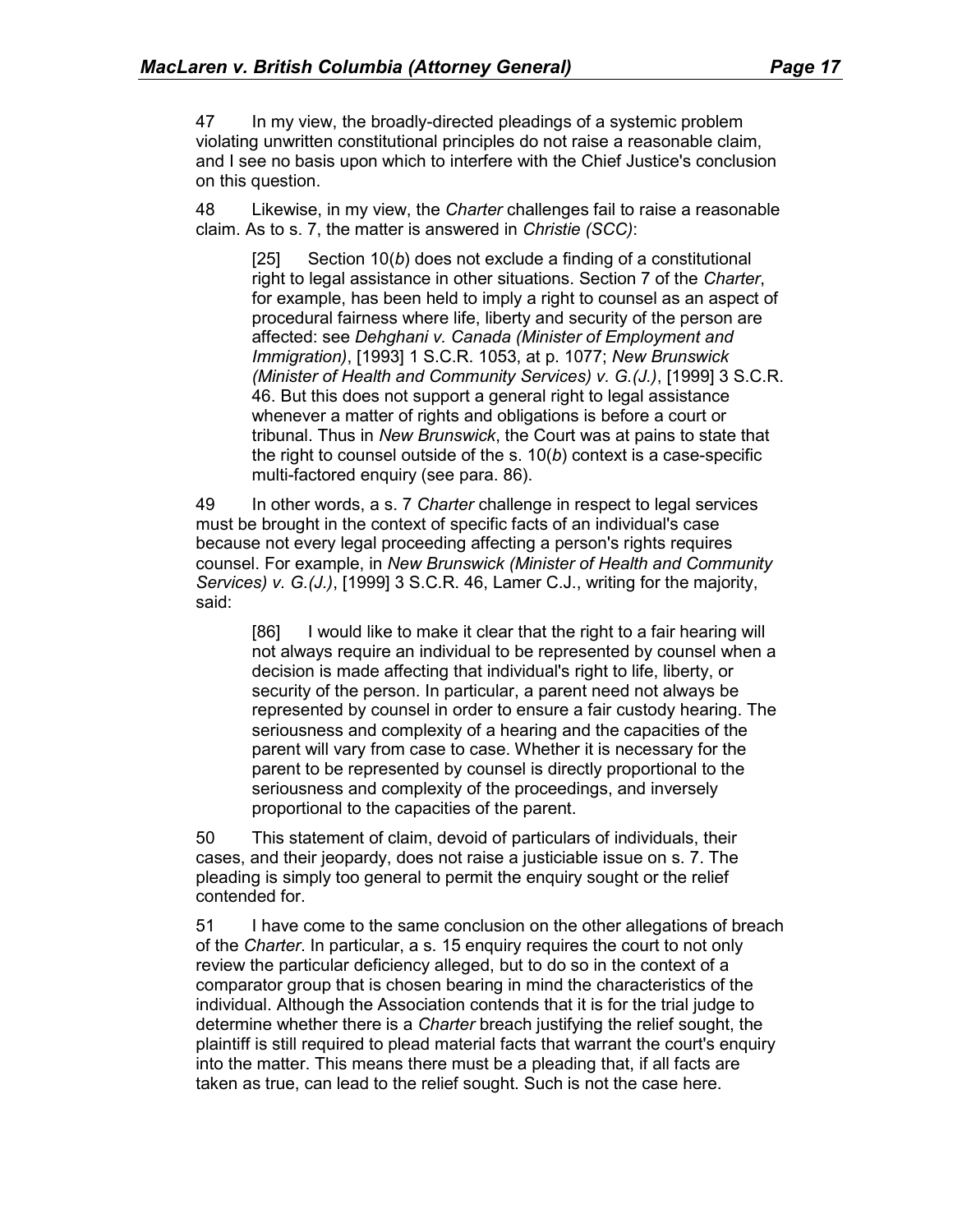47 In my view, the broadly-directed pleadings of a systemic problem violating unwritten constitutional principles do not raise a reasonable claim, and I see no basis upon which to interfere with the Chief Justice's conclusion on this question.

48 Likewise, in my view, the *Charter* challenges fail to raise a reasonable claim. As to s. 7, the matter is answered in *Christie (SCC)*:

> [25] Section 10(*b*) does not exclude a finding of a constitutional right to legal assistance in other situations. Section 7 of the *Charter*, for example, has been held to imply a right to counsel as an aspect of procedural fairness where life, liberty and security of the person are affected: see *Dehghani v. Canada (Minister of Employment and Immigration)*, [1993] 1 S.C.R. 1053, at p. 1077; *New Brunswick (Minister of Health and Community Services) v. G.(J.)*, [1999] 3 S.C.R. 46. But this does not support a general right to legal assistance whenever a matter of rights and obligations is before a court or tribunal. Thus in *New Brunswick*, the Court was at pains to state that the right to counsel outside of the s. 10(*b*) context is a case-specific multi-factored enquiry (see para. 86).

49 In other words, a s. 7 *Charter* challenge in respect to legal services must be brought in the context of specific facts of an individual's case because not every legal proceeding affecting a person's rights requires counsel. For example, in *New Brunswick (Minister of Health and Community Services) v. G.(J.)*, [1999] 3 S.C.R. 46, Lamer C.J., writing for the majority, said:

> [86] I would like to make it clear that the right to a fair hearing will not always require an individual to be represented by counsel when a decision is made affecting that individual's right to life, liberty, or security of the person. In particular, a parent need not always be represented by counsel in order to ensure a fair custody hearing. The seriousness and complexity of a hearing and the capacities of the parent will vary from case to case. Whether it is necessary for the parent to be represented by counsel is directly proportional to the seriousness and complexity of the proceedings, and inversely proportional to the capacities of the parent.

50 This statement of claim, devoid of particulars of individuals, their cases, and their jeopardy, does not raise a justiciable issue on s. 7. The pleading is simply too general to permit the enquiry sought or the relief contended for.

51 I have come to the same conclusion on the other allegations of breach of the *Charter*. In particular, a s. 15 enquiry requires the court to not only review the particular deficiency alleged, but to do so in the context of a comparator group that is chosen bearing in mind the characteristics of the individual. Although the Association contends that it is for the trial judge to determine whether there is a *Charter* breach justifying the relief sought, the plaintiff is still required to plead material facts that warrant the court's enquiry into the matter. This means there must be a pleading that, if all facts are taken as true, can lead to the relief sought. Such is not the case here.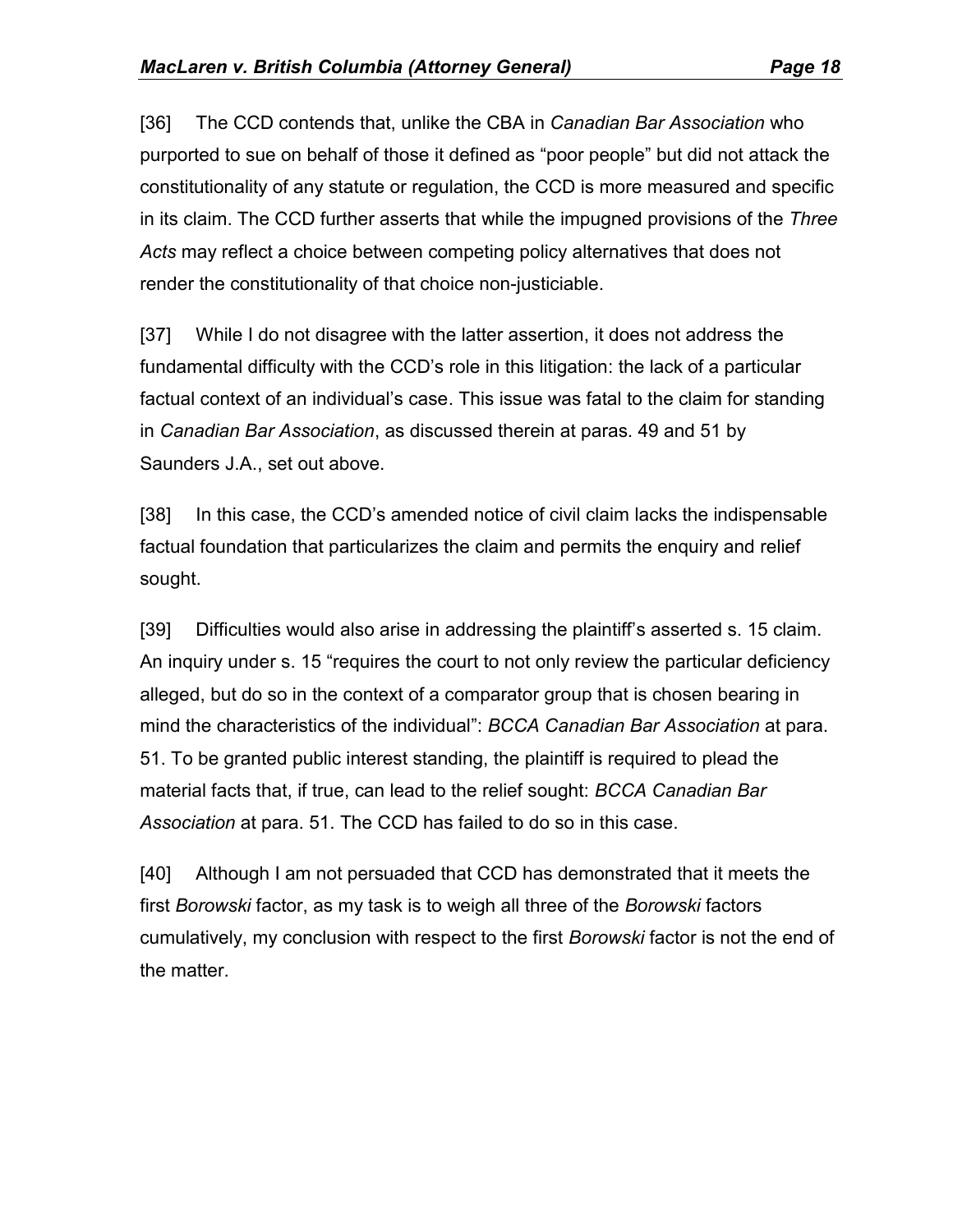[36] The CCD contends that, unlike the CBA in *Canadian Bar Association* who purported to sue on behalf of those it defined as "poor people" but did not attack the constitutionality of any statute or regulation, the CCD is more measured and specific in its claim. The CCD further asserts that while the impugned provisions of the *Three Acts* may reflect a choice between competing policy alternatives that does not render the constitutionality of that choice non-justiciable.

[37] While I do not disagree with the latter assertion, it does not address the fundamental difficulty with the CCD's role in this litigation: the lack of a particular factual context of an individual's case. This issue was fatal to the claim for standing in *Canadian Bar Association*, as discussed therein at paras. 49 and 51 by Saunders J.A., set out above.

[38] In this case, the CCD's amended notice of civil claim lacks the indispensable factual foundation that particularizes the claim and permits the enquiry and relief sought.

[39] Difficulties would also arise in addressing the plaintiff's asserted s. 15 claim. An inquiry under s. 15 "requires the court to not only review the particular deficiency alleged, but do so in the context of a comparator group that is chosen bearing in mind the characteristics of the individual": *BCCA Canadian Bar Association* at para. 51. To be granted public interest standing, the plaintiff is required to plead the material facts that, if true, can lead to the relief sought: *BCCA Canadian Bar Association* at para. 51. The CCD has failed to do so in this case.

[40] Although I am not persuaded that CCD has demonstrated that it meets the first *Borowski* factor, as my task is to weigh all three of the *Borowski* factors cumulatively, my conclusion with respect to the first *Borowski* factor is not the end of the matter.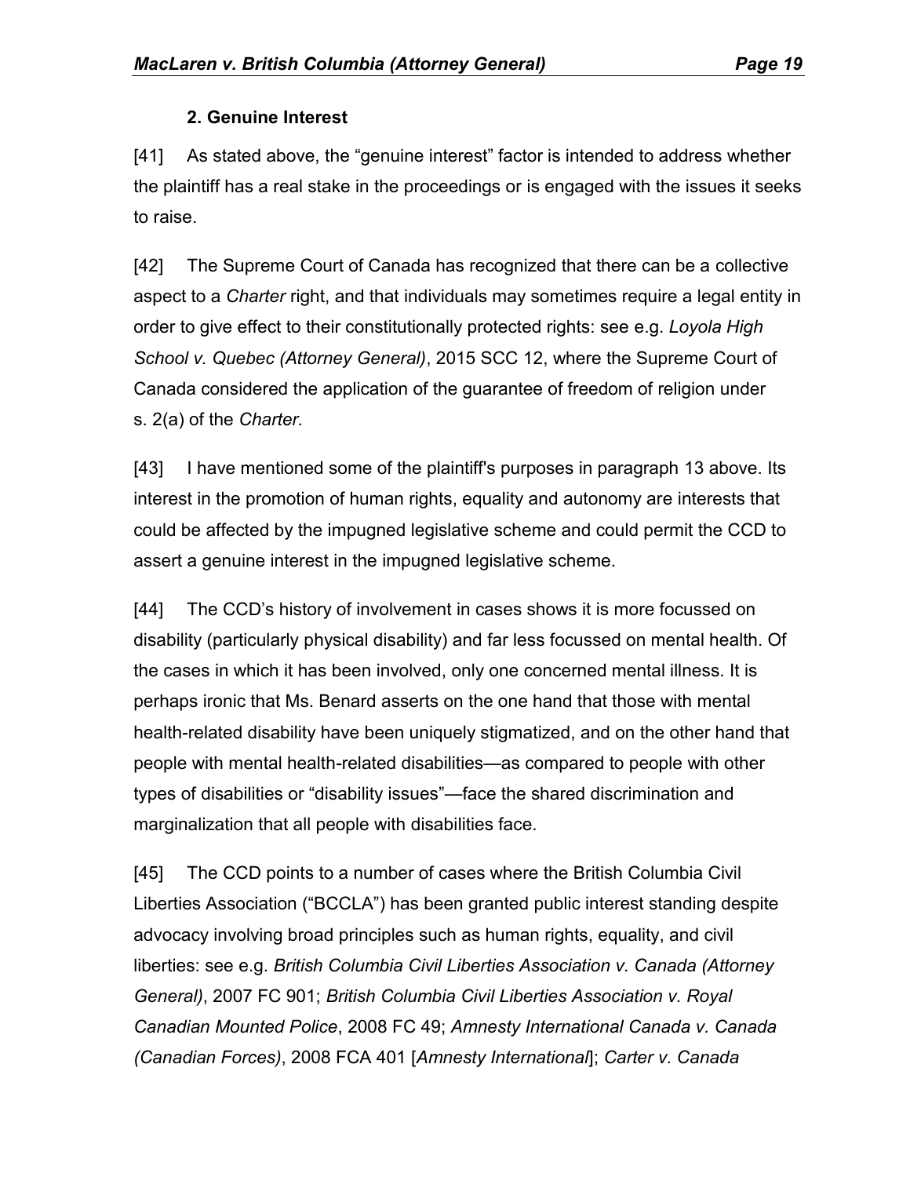### 2. Genuine Interest

[41] As stated above, the "genuine interest" factor is intended to address whether the plaintiff has a real stake in the proceedings or is engaged with the issues it seeks to raise.

[42] The Supreme Court of Canada has recognized that there can be a collective aspect to a *Charter* right, and that individuals may sometimes require a legal entity in order to give effect to their constitutionally protected rights: see e.g. *Loyola High School v. Quebec (Attorney General)*, 2015 SCC 12, where the Supreme Court of Canada considered the application of the guarantee of freedom of religion under s. 2(a) of the *Charter.*

[43] I have mentioned some of the plaintiff's purposes in paragraph 13 above. Its interest in the promotion of human rights, equality and autonomy are interests that could be affected by the impugned legislative scheme and could permit the CCD to assert a genuine interest in the impugned legislative scheme.

[44] The CCD's history of involvement in cases shows it is more focussed on disability (particularly physical disability) and far less focussed on mental health. Of the cases in which it has been involved, only one concerned mental illness. It is perhaps ironic that Ms. Benard asserts on the one hand that those with mental health-related disability have been uniquely stigmatized, and on the other hand that people with mental health-related disabilities—as compared to people with other types of disabilities or "disability issues"—face the shared discrimination and marginalization that all people with disabilities face.

[45] The CCD points to a number of cases where the British Columbia Civil Liberties Association ("BCCLA") has been granted public interest standing despite advocacy involving broad principles such as human rights, equality, and civil liberties: see e.g. *British Columbia Civil Liberties Association v. Canada (Attorney General)*, 2007 FC 901; *British Columbia Civil Liberties Association v. Royal Canadian Mounted Police*, 2008 FC 49; *Amnesty International Canada v. Canada (Canadian Forces)*, 2008 FCA 401 [*Amnesty International*]; *Carter v. Canada*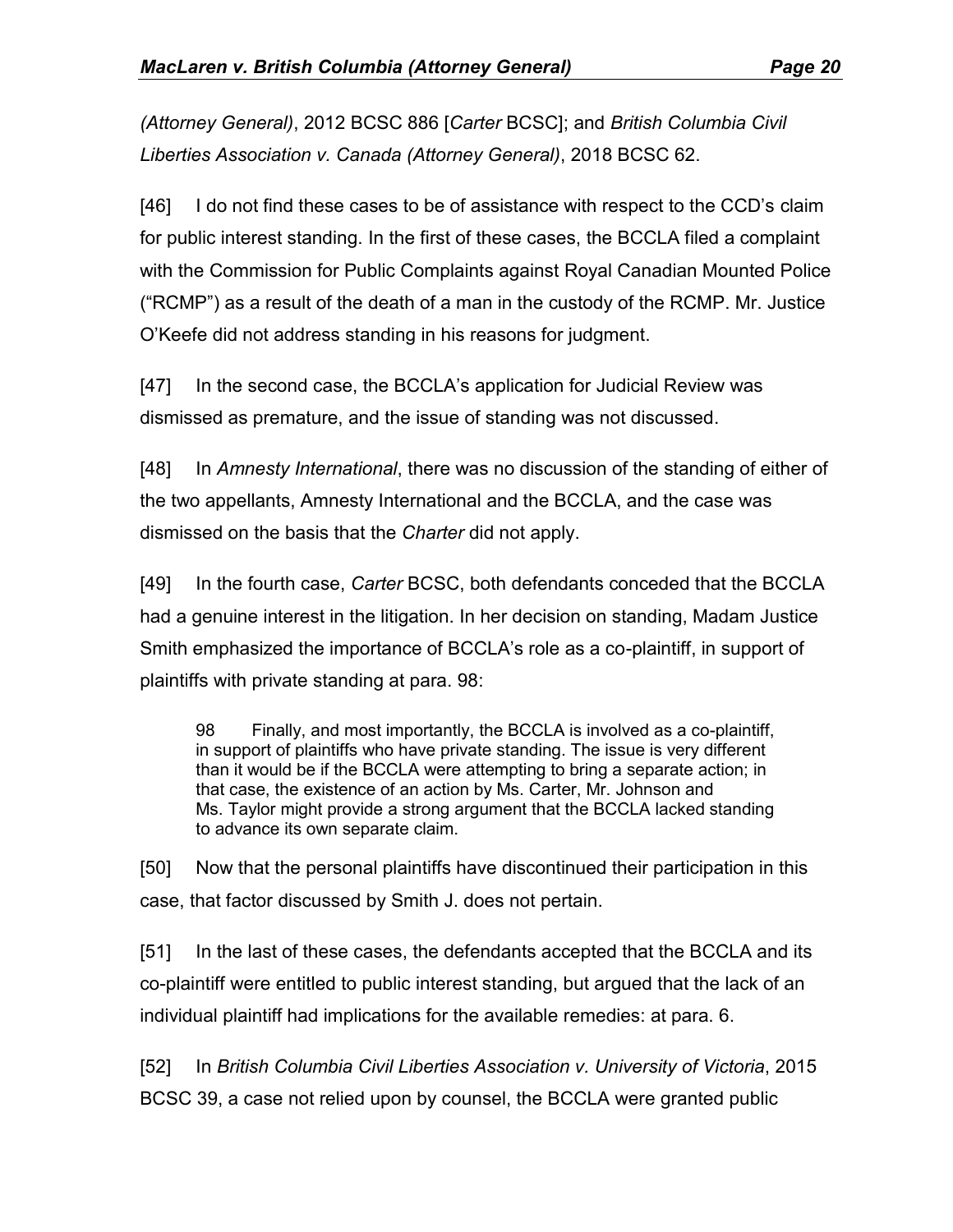*(Attorney General)*, 2012 BCSC 886 [*Carter* BCSC]; and *British Columbia Civil Liberties Association v. Canada (Attorney General)*, 2018 BCSC 62.

[46] I do not find these cases to be of assistance with respect to the CCD's claim for public interest standing. In the first of these cases, the BCCLA filed a complaint with the Commission for Public Complaints against Royal Canadian Mounted Police ("RCMP") as a result of the death of a man in the custody of the RCMP. Mr. Justice O'Keefe did not address standing in his reasons for judgment.

[47] In the second case, the BCCLA's application for Judicial Review was dismissed as premature, and the issue of standing was not discussed.

[48] In *Amnesty International*, there was no discussion of the standing of either of the two appellants, Amnesty International and the BCCLA, and the case was dismissed on the basis that the *Charter* did not apply.

[49] In the fourth case, *Carter* BCSC, both defendants conceded that the BCCLA had a genuine interest in the litigation. In her decision on standing, Madam Justice Smith emphasized the importance of BCCLA's role as a co-plaintiff, in support of plaintiffs with private standing at para. 98:

> 98 Finally, and most importantly, the BCCLA is involved as a co-plaintiff, in support of plaintiffs who have private standing. The issue is very different than it would be if the BCCLA were attempting to bring a separate action; in that case, the existence of an action by Ms. Carter, Mr. Johnson and Ms. Taylor might provide a strong argument that the BCCLA lacked standing to advance its own separate claim.

[50] Now that the personal plaintiffs have discontinued their participation in this case, that factor discussed by Smith J. does not pertain.

[51] In the last of these cases, the defendants accepted that the BCCLA and its co-plaintiff were entitled to public interest standing, but argued that the lack of an individual plaintiff had implications for the available remedies: at para. 6.

[52] In *British Columbia Civil Liberties Association v. University of Victoria*, 2015 BCSC 39, a case not relied upon by counsel, the BCCLA were granted public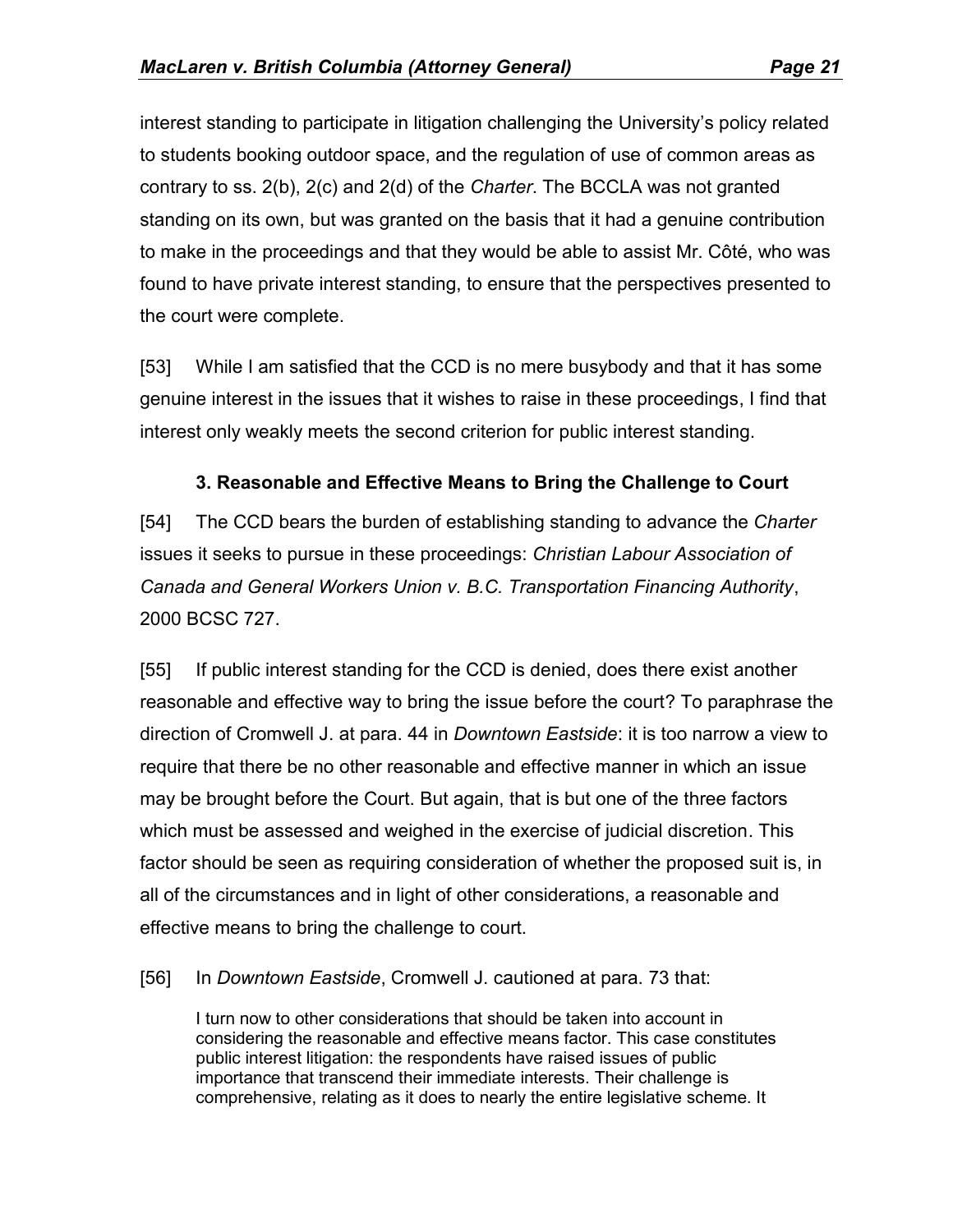interest standing to participate in litigation challenging the University's policy related to students booking outdoor space, and the regulation of use of common areas as contrary to ss. 2(b), 2(c) and 2(d) of the *Charter*. The BCCLA was not granted standing on its own, but was granted on the basis that it had a genuine contribution to make in the proceedings and that they would be able to assist Mr. Côté, who was found to have private interest standing, to ensure that the perspectives presented to the court were complete.

[53] While I am satisfied that the CCD is no mere busybody and that it has some genuine interest in the issues that it wishes to raise in these proceedings, I find that interest only weakly meets the second criterion for public interest standing.

### 3. Reasonable and Effective Means to Bring the Challenge to Court

[54] The CCD bears the burden of establishing standing to advance the *Charter* issues it seeks to pursue in these proceedings: *Christian Labour Association of Canada and General Workers Union v. B.C. Transportation Financing Authority*, 2000 BCSC 727.

[55] If public interest standing for the CCD is denied, does there exist another reasonable and effective way to bring the issue before the court? To paraphrase the direction of Cromwell J. at para. 44 in *Downtown Eastside*: it is too narrow a view to require that there be no other reasonable and effective manner in which an issue may be brought before the Court. But again, that is but one of the three factors which must be assessed and weighed in the exercise of judicial discretion. This factor should be seen as requiring consideration of whether the proposed suit is, in all of the circumstances and in light of other considerations, a reasonable and effective means to bring the challenge to court.

[56] In *Downtown Eastside*, Cromwell J. cautioned at para. 73 that:

> I turn now to other considerations that should be taken into account in considering the reasonable and effective means factor. This case constitutes public interest litigation: the respondents have raised issues of public importance that transcend their immediate interests. Their challenge is comprehensive, relating as it does to nearly the entire legislative scheme. It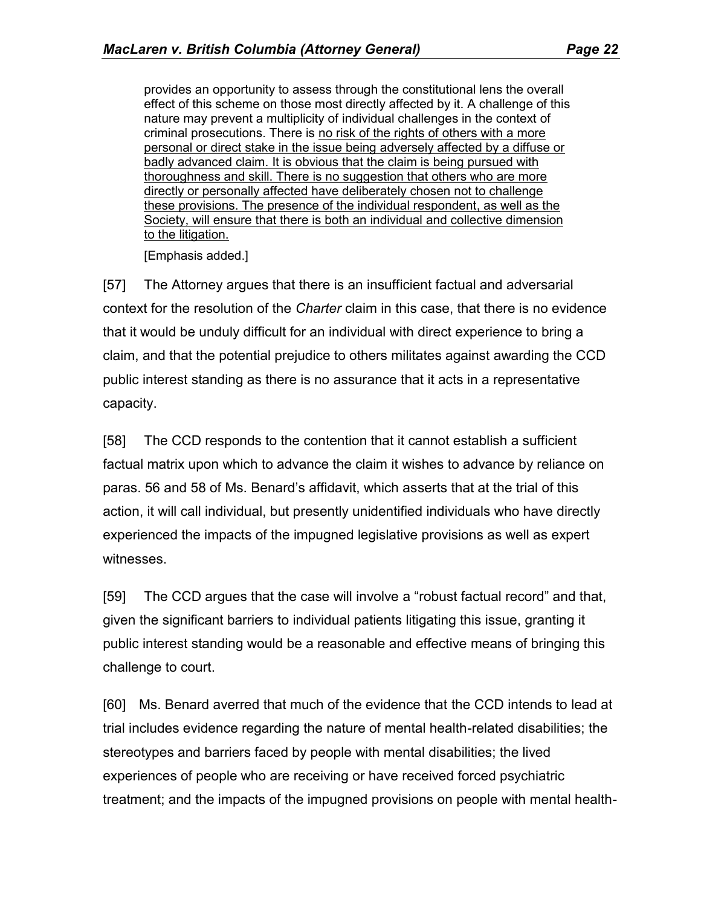> provides an opportunity to assess through the constitutional lens the overall effect of this scheme on those most directly affected by it. A challenge of this nature may prevent a multiplicity of individual challenges in the context of criminal prosecutions. There is <u>no risk of the rights of others with a more personal or direct stake in the issue being adversely affected by a diffuse or badly advanced claim. It is obvious that the claim is being pursued with thoroughness and skill. There is no suggestion that others who are more directly or personally affected have deliberately chosen not to challenge these provisions. The presence of the individual respondent, as well as the Society, will ensure that there is both an individual and collective dimension to the litigation.</u>
>
> [Emphasis added.]

[57] The Attorney argues that there is an insufficient factual and adversarial context for the resolution of the *Charter* claim in this case, that there is no evidence that it would be unduly difficult for an individual with direct experience to bring a claim, and that the potential prejudice to others militates against awarding the CCD public interest standing as there is no assurance that it acts in a representative capacity.

[58] The CCD responds to the contention that it cannot establish a sufficient factual matrix upon which to advance the claim it wishes to advance by reliance on paras. 56 and 58 of Ms. Benard's affidavit, which asserts that at the trial of this action, it will call individual, but presently unidentified individuals who have directly experienced the impacts of the impugned legislative provisions as well as expert witnesses.

[59] The CCD argues that the case will involve a "robust factual record" and that, given the significant barriers to individual patients litigating this issue, granting it public interest standing would be a reasonable and effective means of bringing this challenge to court.

[60] Ms. Benard averred that much of the evidence that the CCD intends to lead at trial includes evidence regarding the nature of mental health-related disabilities; the stereotypes and barriers faced by people with mental disabilities; the lived experiences of people who are receiving or have received forced psychiatric treatment; and the impacts of the impugned provisions on people with mental health-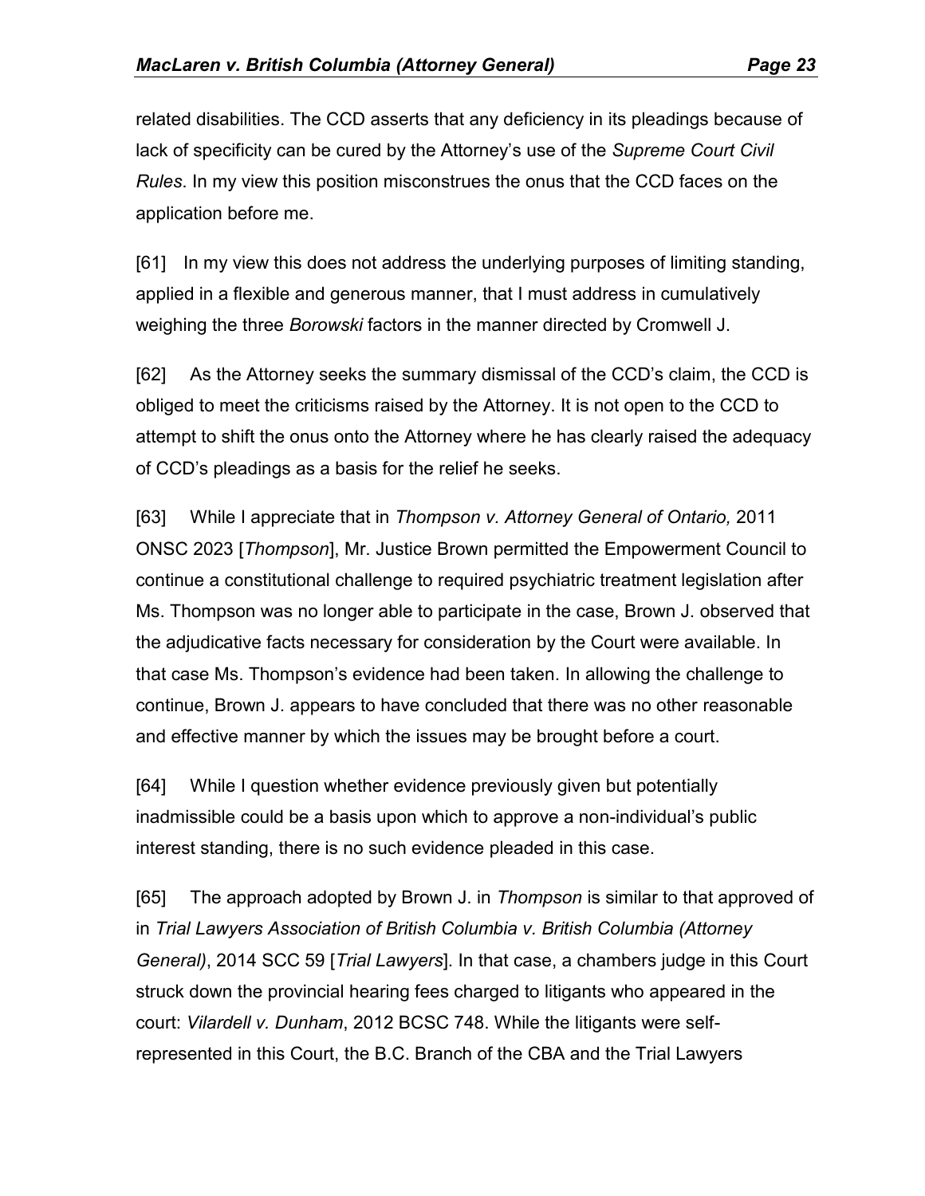related disabilities. The CCD asserts that any deficiency in its pleadings because of lack of specificity can be cured by the Attorney's use of the *Supreme Court Civil Rules*. In my view this position misconstrues the onus that the CCD faces on the application before me.

[61] In my view this does not address the underlying purposes of limiting standing, applied in a flexible and generous manner, that I must address in cumulatively weighing the three *Borowski* factors in the manner directed by Cromwell J.

[62] As the Attorney seeks the summary dismissal of the CCD's claim, the CCD is obliged to meet the criticisms raised by the Attorney. It is not open to the CCD to attempt to shift the onus onto the Attorney where he has clearly raised the adequacy of CCD's pleadings as a basis for the relief he seeks.

[63] While I appreciate that in *Thompson v. Attorney General of Ontario,* 2011 ONSC 2023 [*Thompson*], Mr. Justice Brown permitted the Empowerment Council to continue a constitutional challenge to required psychiatric treatment legislation after Ms. Thompson was no longer able to participate in the case, Brown J. observed that the adjudicative facts necessary for consideration by the Court were available. In that case Ms. Thompson's evidence had been taken. In allowing the challenge to continue, Brown J. appears to have concluded that there was no other reasonable and effective manner by which the issues may be brought before a court.

[64] While I question whether evidence previously given but potentially inadmissible could be a basis upon which to approve a non-individual's public interest standing, there is no such evidence pleaded in this case.

[65] The approach adopted by Brown J. in *Thompson* is similar to that approved of in *Trial Lawyers Association of British Columbia v. British Columbia (Attorney General)*, 2014 SCC 59 [*Trial Lawyers*]. In that case, a chambers judge in this Court struck down the provincial hearing fees charged to litigants who appeared in the court: *Vilardell v. Dunham*, 2012 BCSC 748. While the litigants were self-represented in this Court, the B.C. Branch of the CBA and the Trial Lawyers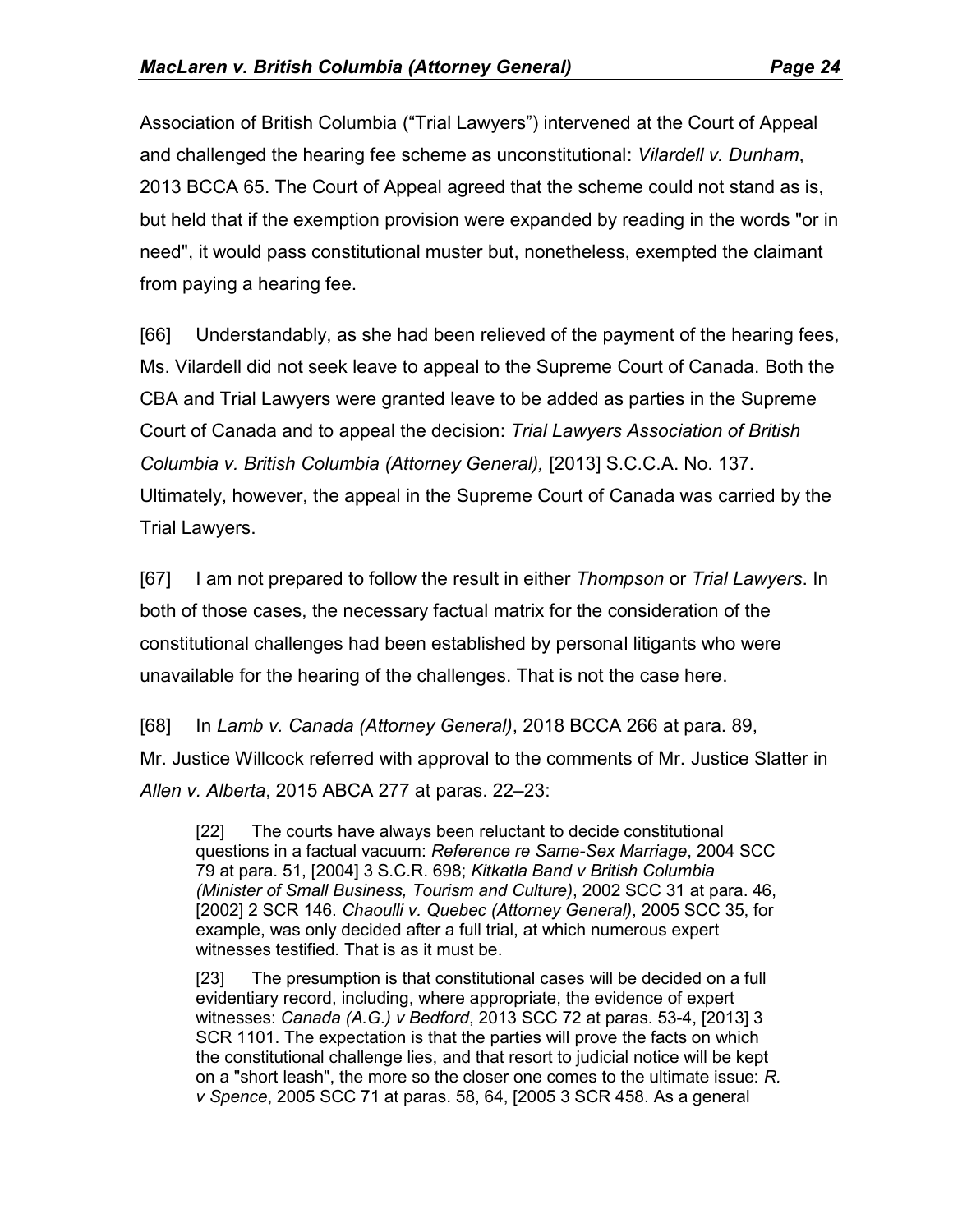Association of British Columbia ("Trial Lawyers") intervened at the Court of Appeal and challenged the hearing fee scheme as unconstitutional: *Vilardell v. Dunham*, 2013 BCCA 65. The Court of Appeal agreed that the scheme could not stand as is, but held that if the exemption provision were expanded by reading in the words "or in need", it would pass constitutional muster but, nonetheless, exempted the claimant from paying a hearing fee.

[66] Understandably, as she had been relieved of the payment of the hearing fees, Ms. Vilardell did not seek leave to appeal to the Supreme Court of Canada. Both the CBA and Trial Lawyers were granted leave to be added as parties in the Supreme Court of Canada and to appeal the decision: *Trial Lawyers Association of British Columbia v. British Columbia (Attorney General),* [2013] S.C.C.A. No. 137. Ultimately, however, the appeal in the Supreme Court of Canada was carried by the Trial Lawyers.

[67] I am not prepared to follow the result in either *Thompson* or *Trial Lawyers*. In both of those cases, the necessary factual matrix for the consideration of the constitutional challenges had been established by personal litigants who were unavailable for the hearing of the challenges. That is not the case here.

[68] In *Lamb v. Canada (Attorney General)*, 2018 BCCA 266 at para. 89, Mr. Justice Willcock referred with approval to the comments of Mr. Justice Slatter in *Allen v. Alberta*, 2015 ABCA 277 at paras. 22–23:

> [22] The courts have always been reluctant to decide constitutional questions in a factual vacuum: *Reference re Same-Sex Marriage*, 2004 SCC 79 at para. 51, [2004] 3 S.C.R. 698; *Kitkatla Band v British Columbia (Minister of Small Business, Tourism and Culture)*, 2002 SCC 31 at para. 46, [2002] 2 SCR 146. *Chaoulli v. Quebec (Attorney General)*, 2005 SCC 35, for example, was only decided after a full trial, at which numerous expert witnesses testified. That is as it must be.
>
> [23] The presumption is that constitutional cases will be decided on a full evidentiary record, including, where appropriate, the evidence of expert witnesses: *Canada (A.G.) v Bedford*, 2013 SCC 72 at paras. 53-4, [2013] 3 SCR 1101. The expectation is that the parties will prove the facts on which the constitutional challenge lies, and that resort to judicial notice will be kept on a "short leash", the more so the closer one comes to the ultimate issue: *R. v Spence*, 2005 SCC 71 at paras. 58, 64, [2005 3 SCR 458. As a general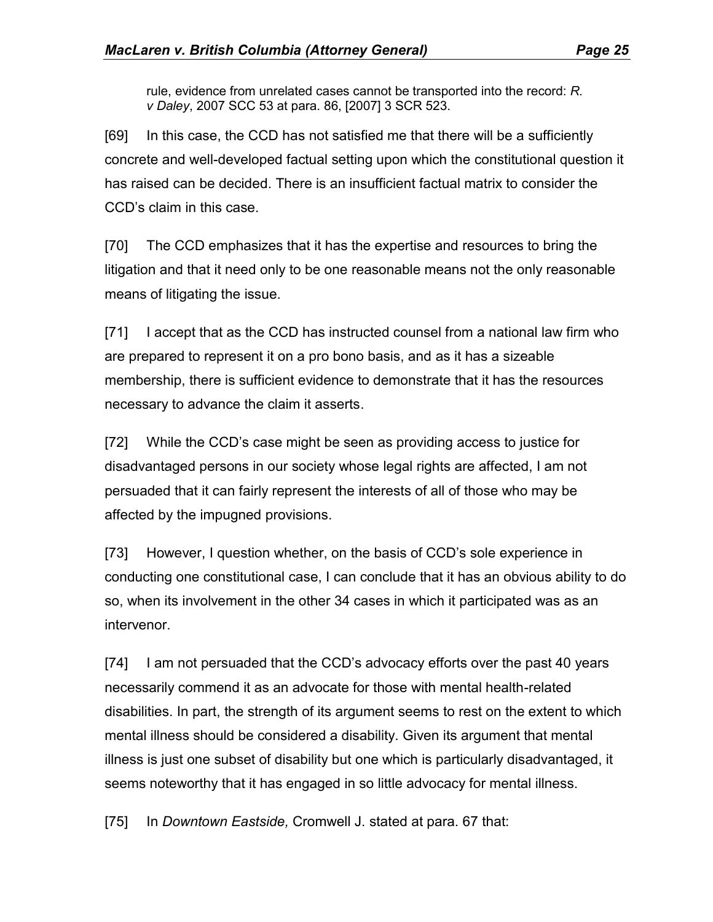rule, evidence from unrelated cases cannot be transported into the record: *R. v Daley*, 2007 SCC 53 at para. 86, [2007] 3 SCR 523.

[69] In this case, the CCD has not satisfied me that there will be a sufficiently concrete and well-developed factual setting upon which the constitutional question it has raised can be decided. There is an insufficient factual matrix to consider the CCD's claim in this case.

[70] The CCD emphasizes that it has the expertise and resources to bring the litigation and that it need only to be one reasonable means not the only reasonable means of litigating the issue.

[71] I accept that as the CCD has instructed counsel from a national law firm who are prepared to represent it on a pro bono basis, and as it has a sizeable membership, there is sufficient evidence to demonstrate that it has the resources necessary to advance the claim it asserts.

[72] While the CCD's case might be seen as providing access to justice for disadvantaged persons in our society whose legal rights are affected, I am not persuaded that it can fairly represent the interests of all of those who may be affected by the impugned provisions.

[73] However, I question whether, on the basis of CCD's sole experience in conducting one constitutional case, I can conclude that it has an obvious ability to do so, when its involvement in the other 34 cases in which it participated was as an intervenor.

[74] I am not persuaded that the CCD's advocacy efforts over the past 40 years necessarily commend it as an advocate for those with mental health-related disabilities. In part, the strength of its argument seems to rest on the extent to which mental illness should be considered a disability. Given its argument that mental illness is just one subset of disability but one which is particularly disadvantaged, it seems noteworthy that it has engaged in so little advocacy for mental illness.

[75] In *Downtown Eastside,* Cromwell J. stated at para. 67 that: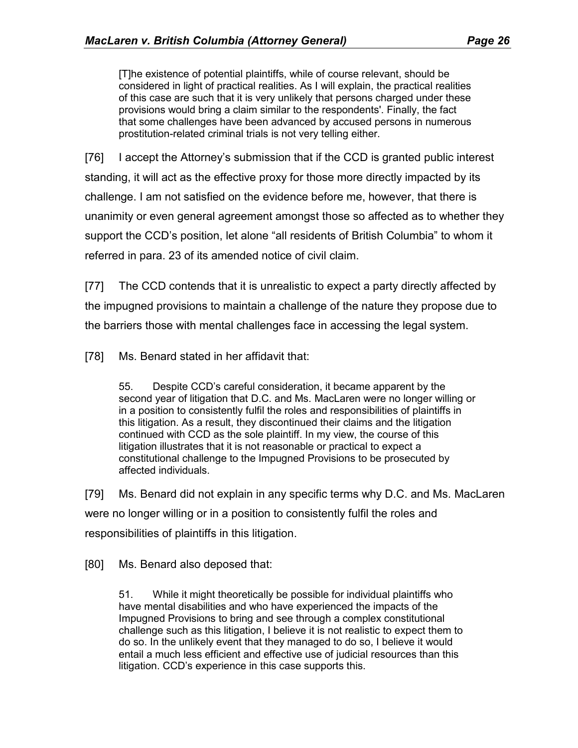> [T]he existence of potential plaintiffs, while of course relevant, should be considered in light of practical realities. As I will explain, the practical realities of this case are such that it is very unlikely that persons charged under these provisions would bring a claim similar to the respondents'. Finally, the fact that some challenges have been advanced by accused persons in numerous prostitution-related criminal trials is not very telling either.

[76] I accept the Attorney's submission that if the CCD is granted public interest standing, it will act as the effective proxy for those more directly impacted by its challenge. I am not satisfied on the evidence before me, however, that there is unanimity or even general agreement amongst those so affected as to whether they support the CCD's position, let alone "all residents of British Columbia" to whom it referred in para. 23 of its amended notice of civil claim.

[77] The CCD contends that it is unrealistic to expect a party directly affected by the impugned provisions to maintain a challenge of the nature they propose due to the barriers those with mental challenges face in accessing the legal system.

[78] Ms. Benard stated in her affidavit that:

> 55. Despite CCD's careful consideration, it became apparent by the second year of litigation that D.C. and Ms. MacLaren were no longer willing or in a position to consistently fulfil the roles and responsibilities of plaintiffs in this litigation. As a result, they discontinued their claims and the litigation continued with CCD as the sole plaintiff. In my view, the course of this litigation illustrates that it is not reasonable or practical to expect a constitutional challenge to the Impugned Provisions to be prosecuted by affected individuals.

[79] Ms. Benard did not explain in any specific terms why D.C. and Ms. MacLaren were no longer willing or in a position to consistently fulfil the roles and responsibilities of plaintiffs in this litigation.

[80] Ms. Benard also deposed that:

> 51. While it might theoretically be possible for individual plaintiffs who have mental disabilities and who have experienced the impacts of the Impugned Provisions to bring and see through a complex constitutional challenge such as this litigation, I believe it is not realistic to expect them to do so. In the unlikely event that they managed to do so, I believe it would entail a much less efficient and effective use of judicial resources than this litigation. CCD's experience in this case supports this.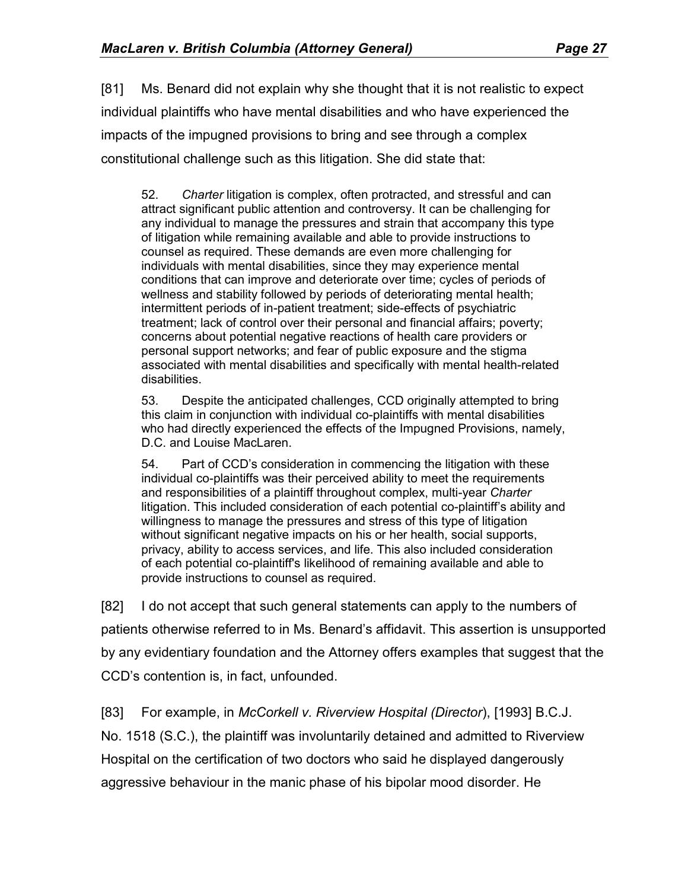[81] Ms. Benard did not explain why she thought that it is not realistic to expect individual plaintiffs who have mental disabilities and who have experienced the impacts of the impugned provisions to bring and see through a complex constitutional challenge such as this litigation. She did state that:

> 52. *Charter* litigation is complex, often protracted, and stressful and can attract significant public attention and controversy. It can be challenging for any individual to manage the pressures and strain that accompany this type of litigation while remaining available and able to provide instructions to counsel as required. These demands are even more challenging for individuals with mental disabilities, since they may experience mental conditions that can improve and deteriorate over time; cycles of periods of wellness and stability followed by periods of deteriorating mental health; intermittent periods of in-patient treatment; side-effects of psychiatric treatment; lack of control over their personal and financial affairs; poverty; concerns about potential negative reactions of health care providers or personal support networks; and fear of public exposure and the stigma associated with mental disabilities and specifically with mental health-related disabilities.
>
> 53. Despite the anticipated challenges, CCD originally attempted to bring this claim in conjunction with individual co-plaintiffs with mental disabilities who had directly experienced the effects of the Impugned Provisions, namely, D.C. and Louise MacLaren.
>
> 54. Part of CCD's consideration in commencing the litigation with these individual co-plaintiffs was their perceived ability to meet the requirements and responsibilities of a plaintiff throughout complex, multi-year *Charter* litigation. This included consideration of each potential co-plaintiff's ability and willingness to manage the pressures and stress of this type of litigation without significant negative impacts on his or her health, social supports, privacy, ability to access services, and life. This also included consideration of each potential co-plaintiff's likelihood of remaining available and able to provide instructions to counsel as required.

[82] I do not accept that such general statements can apply to the numbers of patients otherwise referred to in Ms. Benard's affidavit. This assertion is unsupported by any evidentiary foundation and the Attorney offers examples that suggest that the CCD's contention is, in fact, unfounded.

[83] For example, in *McCorkell v. Riverview Hospital (Director*), [1993] B.C.J. No. 1518 (S.C.), the plaintiff was involuntarily detained and admitted to Riverview Hospital on the certification of two doctors who said he displayed dangerously aggressive behaviour in the manic phase of his bipolar mood disorder. He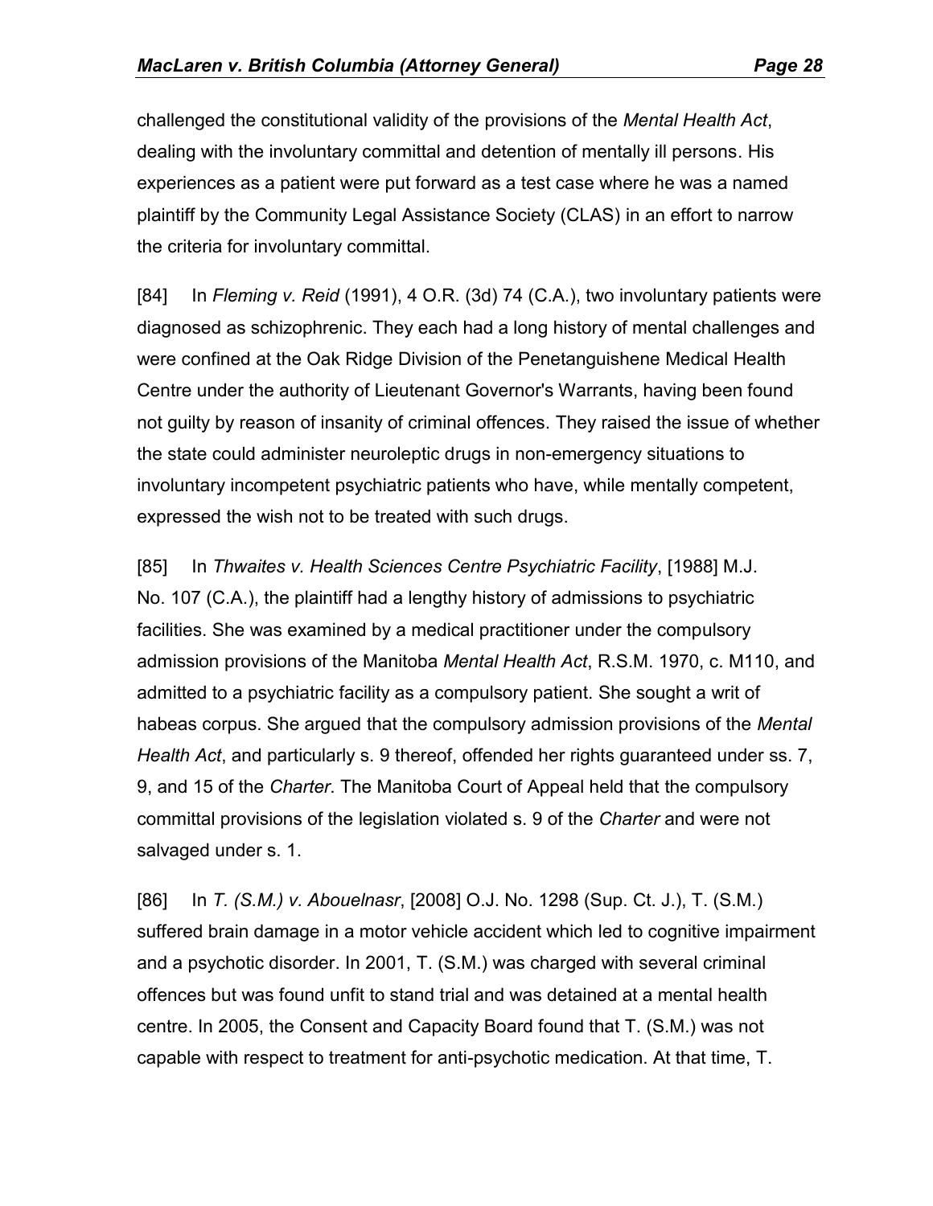challenged the constitutional validity of the provisions of the *Mental Health Act*, dealing with the involuntary committal and detention of mentally ill persons. His experiences as a patient were put forward as a test case where he was a named plaintiff by the Community Legal Assistance Society (CLAS) in an effort to narrow the criteria for involuntary committal.

[84] In *Fleming v. Reid* (1991), 4 O.R. (3d) 74 (C.A.), two involuntary patients were diagnosed as schizophrenic. They each had a long history of mental challenges and were confined at the Oak Ridge Division of the Penetanguishene Medical Health Centre under the authority of Lieutenant Governor's Warrants, having been found not guilty by reason of insanity of criminal offences. They raised the issue of whether the state could administer neuroleptic drugs in non-emergency situations to involuntary incompetent psychiatric patients who have, while mentally competent, expressed the wish not to be treated with such drugs.

[85] In *Thwaites v. Health Sciences Centre Psychiatric Facility*, [1988] M.J. No. 107 (C.A.), the plaintiff had a lengthy history of admissions to psychiatric facilities. She was examined by a medical practitioner under the compulsory admission provisions of the Manitoba *Mental Health Act*, R.S.M. 1970, c. M110, and admitted to a psychiatric facility as a compulsory patient. She sought a writ of habeas corpus. She argued that the compulsory admission provisions of the *Mental Health Act*, and particularly s. 9 thereof, offended her rights guaranteed under ss. 7, 9, and 15 of the *Charter*. The Manitoba Court of Appeal held that the compulsory committal provisions of the legislation violated s. 9 of the *Charter* and were not salvaged under s. 1.

[86] In *T. (S.M.) v. Abouelnasr*, [2008] O.J. No. 1298 (Sup. Ct. J.), T. (S.M.) suffered brain damage in a motor vehicle accident which led to cognitive impairment and a psychotic disorder. In 2001, T. (S.M.) was charged with several criminal offences but was found unfit to stand trial and was detained at a mental health centre. In 2005, the Consent and Capacity Board found that T. (S.M.) was not capable with respect to treatment for anti-psychotic medication. At that time, T.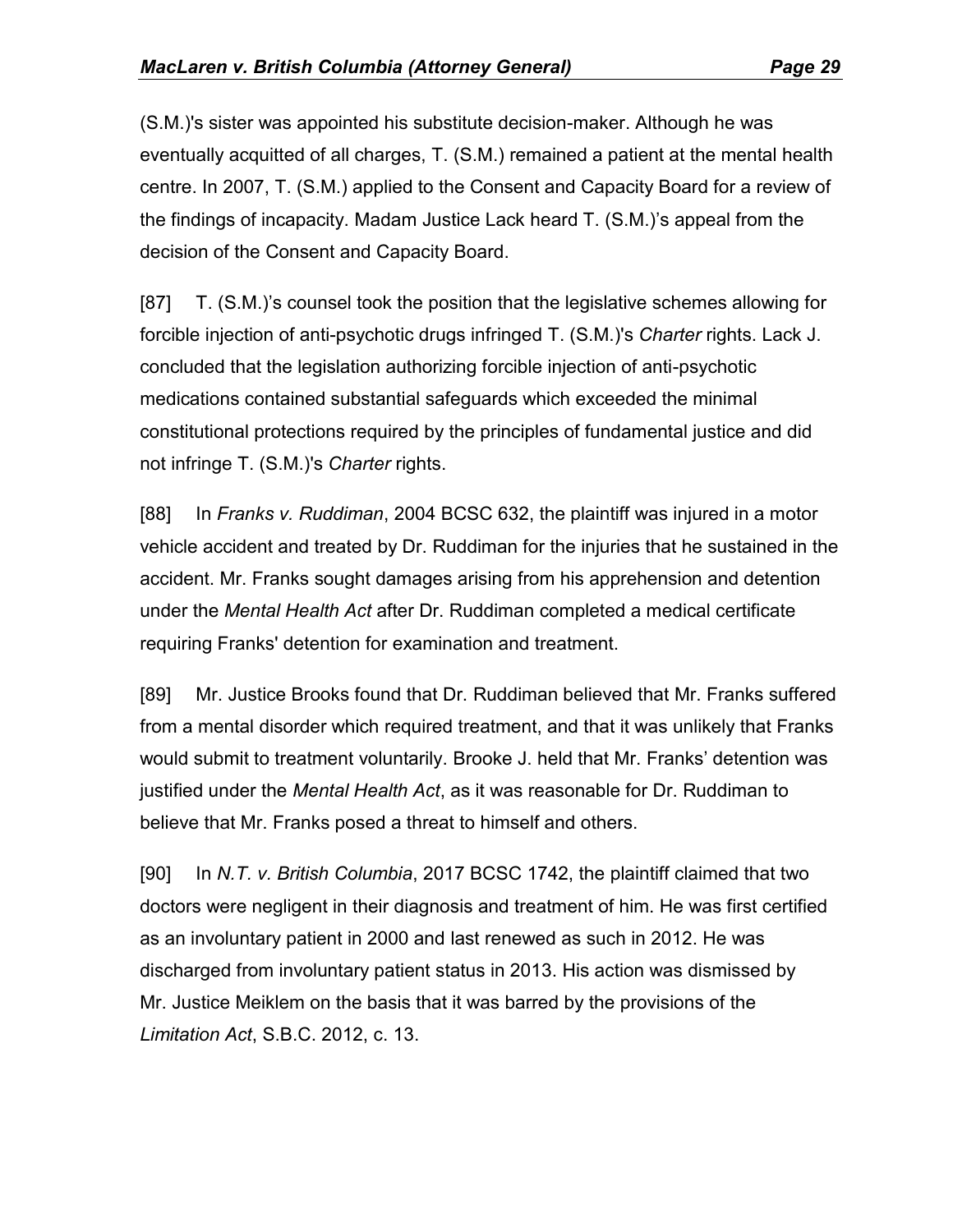(S.M.)'s sister was appointed his substitute decision-maker. Although he was eventually acquitted of all charges, T. (S.M.) remained a patient at the mental health centre. In 2007, T. (S.M.) applied to the Consent and Capacity Board for a review of the findings of incapacity. Madam Justice Lack heard T. (S.M.)'s appeal from the decision of the Consent and Capacity Board.

[87] T. (S.M.)'s counsel took the position that the legislative schemes allowing for forcible injection of anti-psychotic drugs infringed T. (S.M.)'s *Charter* rights. Lack J. concluded that the legislation authorizing forcible injection of anti-psychotic medications contained substantial safeguards which exceeded the minimal constitutional protections required by the principles of fundamental justice and did not infringe T. (S.M.)'s *Charter* rights.

[88] In *Franks v. Ruddiman*, 2004 BCSC 632, the plaintiff was injured in a motor vehicle accident and treated by Dr. Ruddiman for the injuries that he sustained in the accident. Mr. Franks sought damages arising from his apprehension and detention under the *Mental Health Act* after Dr. Ruddiman completed a medical certificate requiring Franks' detention for examination and treatment.

[89] Mr. Justice Brooks found that Dr. Ruddiman believed that Mr. Franks suffered from a mental disorder which required treatment, and that it was unlikely that Franks would submit to treatment voluntarily. Brooke J. held that Mr. Franks' detention was justified under the *Mental Health Act*, as it was reasonable for Dr. Ruddiman to believe that Mr. Franks posed a threat to himself and others.

[90] In *N.T. v. British Columbia*, 2017 BCSC 1742, the plaintiff claimed that two doctors were negligent in their diagnosis and treatment of him. He was first certified as an involuntary patient in 2000 and last renewed as such in 2012. He was discharged from involuntary patient status in 2013. His action was dismissed by Mr. Justice Meiklem on the basis that it was barred by the provisions of the *Limitation Act*, S.B.C. 2012, c. 13.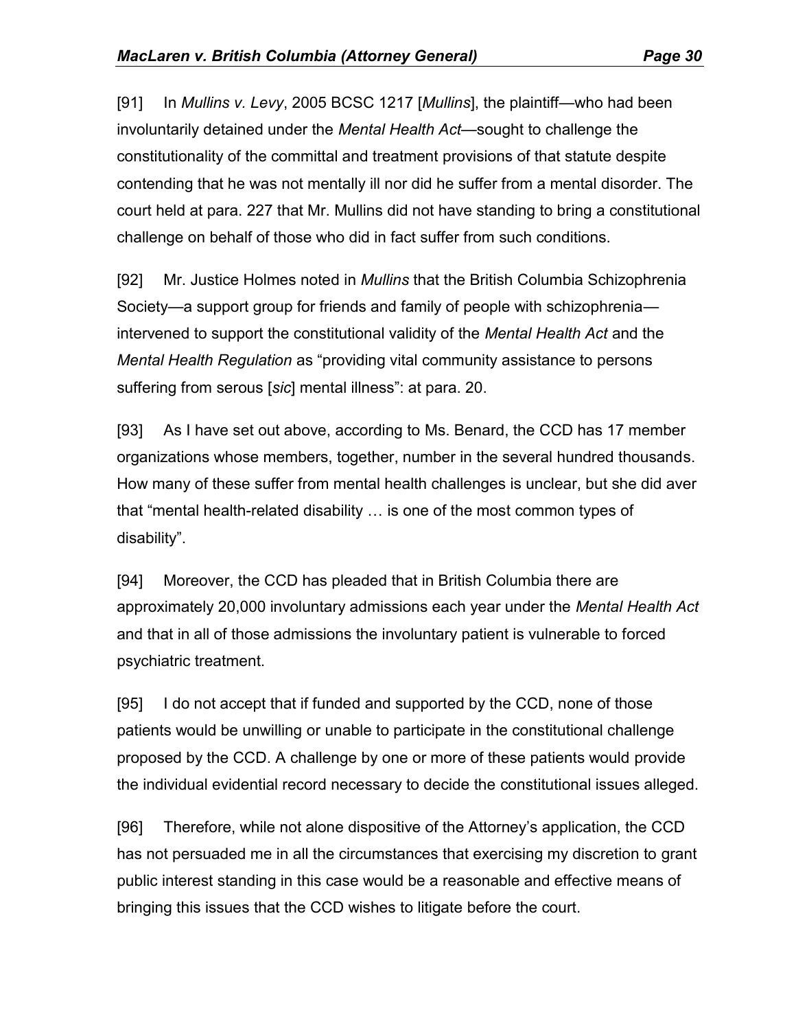[91] In *Mullins v. Levy*, 2005 BCSC 1217 [*Mullins*], the plaintiff—who had been involuntarily detained under the *Mental Health Act*—sought to challenge the constitutionality of the committal and treatment provisions of that statute despite contending that he was not mentally ill nor did he suffer from a mental disorder. The court held at para. 227 that Mr. Mullins did not have standing to bring a constitutional challenge on behalf of those who did in fact suffer from such conditions.

[92] Mr. Justice Holmes noted in *Mullins* that the British Columbia Schizophrenia Society—a support group for friends and family of people with schizophrenia—intervened to support the constitutional validity of the *Mental Health Act* and the *Mental Health Regulation* as "providing vital community assistance to persons suffering from serous [*sic*] mental illness": at para. 20.

[93] As I have set out above, according to Ms. Benard, the CCD has 17 member organizations whose members, together, number in the several hundred thousands. How many of these suffer from mental health challenges is unclear, but she did aver that "mental health-related disability … is one of the most common types of disability".

[94] Moreover, the CCD has pleaded that in British Columbia there are approximately 20,000 involuntary admissions each year under the *Mental Health Act* and that in all of those admissions the involuntary patient is vulnerable to forced psychiatric treatment.

[95] I do not accept that if funded and supported by the CCD, none of those patients would be unwilling or unable to participate in the constitutional challenge proposed by the CCD. A challenge by one or more of these patients would provide the individual evidential record necessary to decide the constitutional issues alleged.

[96] Therefore, while not alone dispositive of the Attorney's application, the CCD has not persuaded me in all the circumstances that exercising my discretion to grant public interest standing in this case would be a reasonable and effective means of bringing this issues that the CCD wishes to litigate before the court.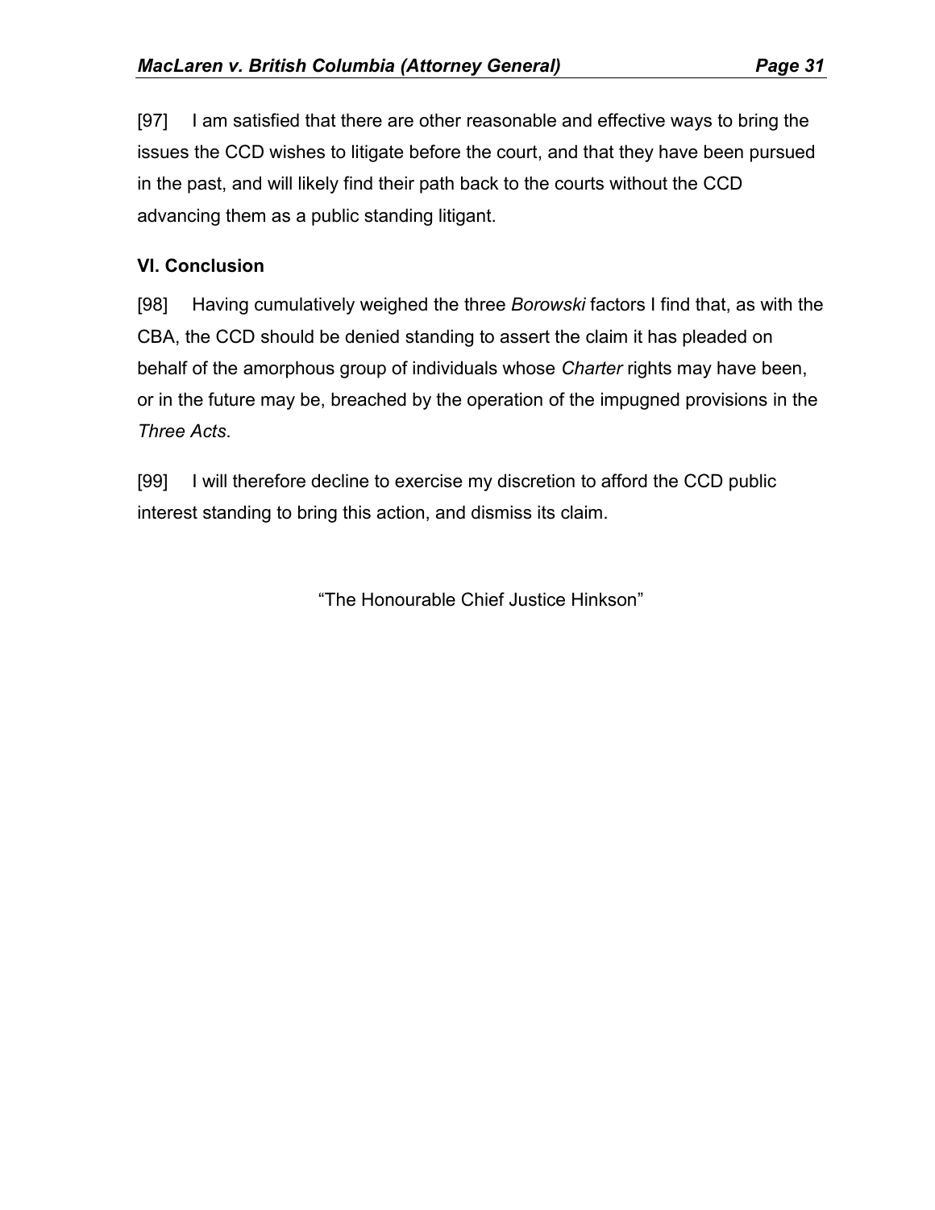[97] I am satisfied that there are other reasonable and effective ways to bring the issues the CCD wishes to litigate before the court, and that they have been pursued in the past, and will likely find their path back to the courts without the CCD advancing them as a public standing litigant.

## VI. Conclusion

[98] Having cumulatively weighed the three *Borowski* factors I find that, as with the CBA, the CCD should be denied standing to assert the claim it has pleaded on behalf of the amorphous group of individuals whose *Charter* rights may have been, or in the future may be, breached by the operation of the impugned provisions in the *Three Acts*.

[99] I will therefore decline to exercise my discretion to afford the CCD public interest standing to bring this action, and dismiss its claim.

"The Honourable Chief Justice Hinkson"